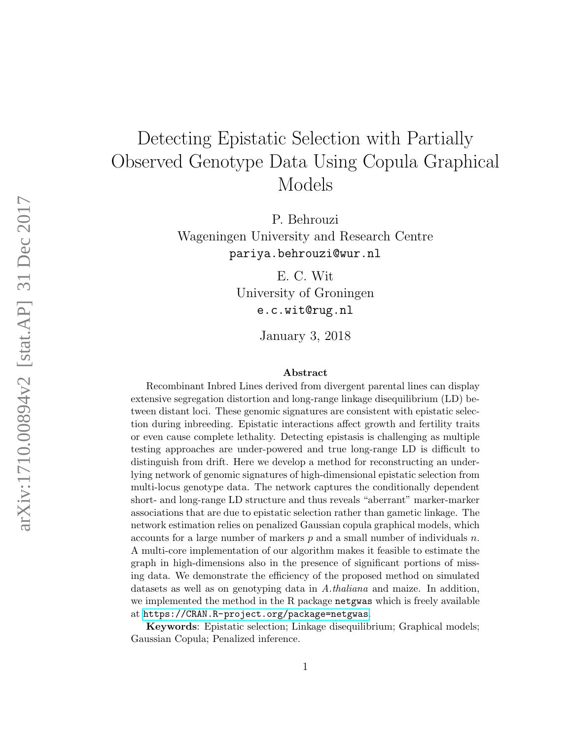# Detecting Epistatic Selection with Partially Observed Genotype Data Using Copula Graphical Models

P. Behrouzi
Wageningen University and Research Centre
pariya.behrouzi@wur.nl

E. C. Wit
University of Groningen
e.c.wit@rug.nl

January 3, 2018

### Abstract

Recombinant Inbred Lines derived from divergent parental lines can display extensive segregation distortion and long-range linkage disequilibrium (LD) between distant loci. These genomic signatures are consistent with epistatic selection during inbreeding. Epistatic interactions affect growth and fertility traits or even cause complete lethality. Detecting epistasis is challenging as multiple testing approaches are under-powered and true long-range LD is difficult to distinguish from drift. Here we develop a method for reconstructing an underlying network of genomic signatures of high-dimensional epistatic selection from multi-locus genotype data. The network captures the conditionally dependent short- and long-range LD structure and thus reveals "aberrant" marker-marker associations that are due to epistatic selection rather than gametic linkage. The network estimation relies on penalized Gaussian copula graphical models, which accounts for a large number of markers $p$ and a small number of individuals $n$. A multi-core implementation of our algorithm makes it feasible to estimate the graph in high-dimensions also in the presence of significant portions of missing data. We demonstrate the efficiency of the proposed method on simulated datasets as well as on genotyping data in *A.thaliana* and maize. In addition, we implemented the method in the R package `netgwas` which is freely available at https://CRAN.R-project.org/package=netgwas.

**Keywords**: Epistatic selection; Linkage disequilibrium; Graphical models; Gaussian Copula; Penalized inference.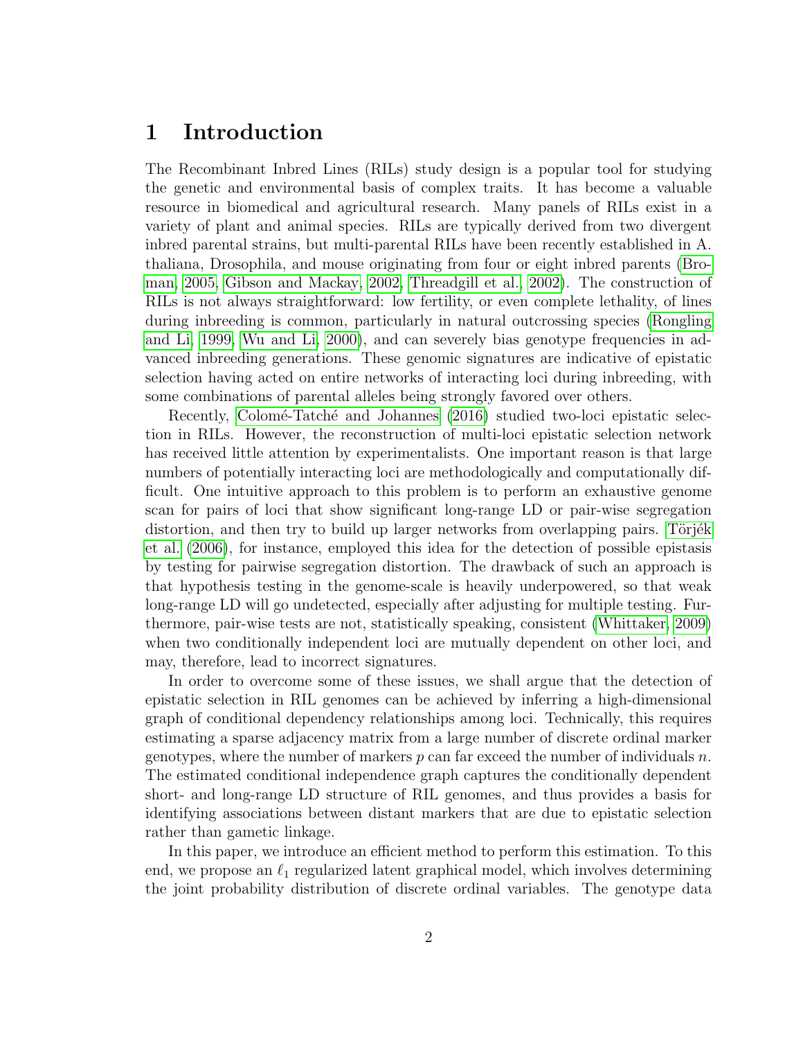# 1 Introduction

The Recombinant Inbred Lines (RILs) study design is a popular tool for studying the genetic and environmental basis of complex traits. It has become a valuable resource in biomedical and agricultural research. Many panels of RILs exist in a variety of plant and animal species. RILs are typically derived from two divergent inbred parental strains, but multi-parental RILs have been recently established in A. thaliana, Drosophila, and mouse originating from four or eight inbred parents (Broman, 2005, Gibson and Mackay, 2002, Threadgill et al., 2002). The construction of RILs is not always straightforward: low fertility, or even complete lethality, of lines during inbreeding is common, particularly in natural outcrossing species (Rongling and Li, 1999, Wu and Li, 2000), and can severely bias genotype frequencies in advanced inbreeding generations. These genomic signatures are indicative of epistatic selection having acted on entire networks of interacting loci during inbreeding, with some combinations of parental alleles being strongly favored over others.

Recently, Colomé-Tatché and Johannes (2016) studied two-loci epistatic selection in RILs. However, the reconstruction of multi-loci epistatic selection network has received little attention by experimentalists. One important reason is that large numbers of potentially interacting loci are methodologically and computationally difficult. One intuitive approach to this problem is to perform an exhaustive genome scan for pairs of loci that show significant long-range LD or pair-wise segregation distortion, and then try to build up larger networks from overlapping pairs. Törjék et al. (2006), for instance, employed this idea for the detection of possible epistasis by testing for pairwise segregation distortion. The drawback of such an approach is that hypothesis testing in the genome-scale is heavily underpowered, so that weak long-range LD will go undetected, especially after adjusting for multiple testing. Furthermore, pair-wise tests are not, statistically speaking, consistent (Whittaker, 2009) when two conditionally independent loci are mutually dependent on other loci, and may, therefore, lead to incorrect signatures.

In order to overcome some of these issues, we shall argue that the detection of epistatic selection in RIL genomes can be achieved by inferring a high-dimensional graph of conditional dependency relationships among loci. Technically, this requires estimating a sparse adjacency matrix from a large number of discrete ordinal marker genotypes, where the number of markers $p$ can far exceed the number of individuals $n$. The estimated conditional independence graph captures the conditionally dependent short- and long-range LD structure of RIL genomes, and thus provides a basis for identifying associations between distant markers that are due to epistatic selection rather than gametic linkage.

In this paper, we introduce an efficient method to perform this estimation. To this end, we propose an $\ell_1$ regularized latent graphical model, which involves determining the joint probability distribution of discrete ordinal variables. The genotype data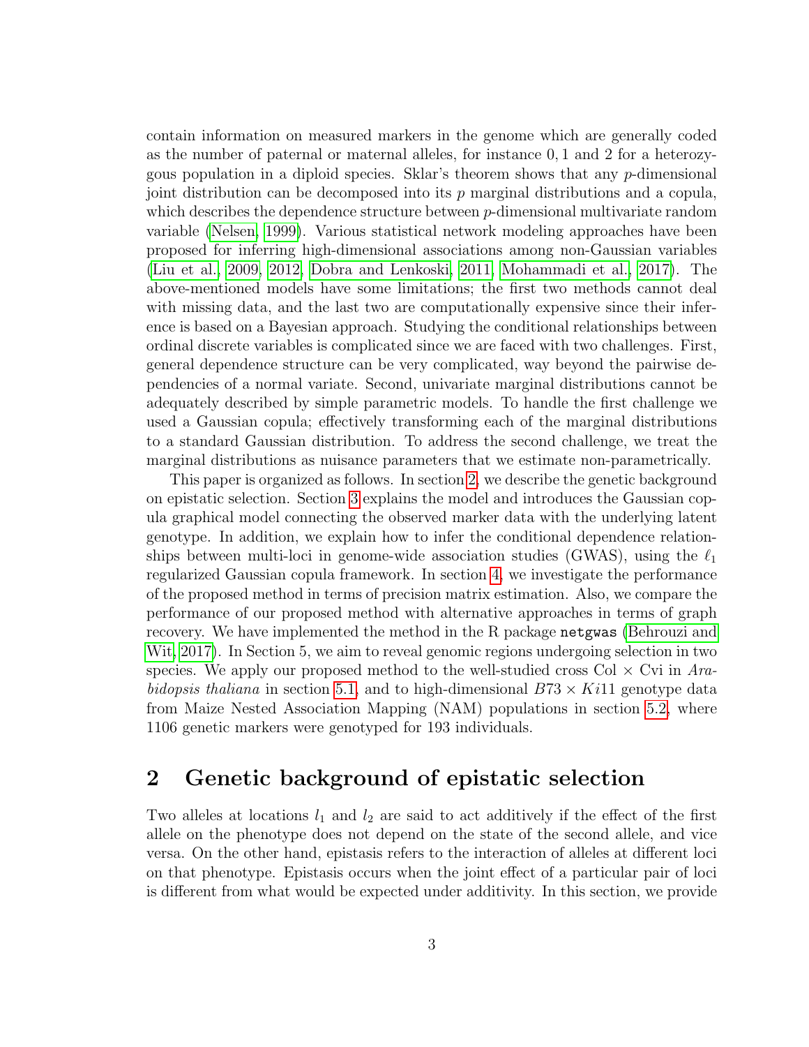contain information on measured markers in the genome which are generally coded as the number of paternal or maternal alleles, for instance 0, 1 and 2 for a heterozygous population in a diploid species. Sklar's theorem shows that any $p$-dimensional joint distribution can be decomposed into its $p$ marginal distributions and a copula, which describes the dependence structure between $p$-dimensional multivariate random variable (Nelsen, 1999). Various statistical network modeling approaches have been proposed for inferring high-dimensional associations among non-Gaussian variables (Liu et al., 2009, 2012; Dobra and Lenkoski, 2011; Mohammadi et al., 2017). The above-mentioned models have some limitations; the first two methods cannot deal with missing data, and the last two are computationally expensive since their inference is based on a Bayesian approach. Studying the conditional relationships between ordinal discrete variables is complicated since we are faced with two challenges. First, general dependence structure can be very complicated, way beyond the pairwise dependencies of a normal variate. Second, univariate marginal distributions cannot be adequately described by simple parametric models. To handle the first challenge we used a Gaussian copula; effectively transforming each of the marginal distributions to a standard Gaussian distribution. To address the second challenge, we treat the marginal distributions as nuisance parameters that we estimate non-parametrically.

This paper is organized as follows. In section 2, we describe the genetic background on epistatic selection. Section 3 explains the model and introduces the Gaussian copula graphical model connecting the observed marker data with the underlying latent genotype. In addition, we explain how to infer the conditional dependence relationships between multi-loci in genome-wide association studies (GWAS), using the $\ell_1$ regularized Gaussian copula framework. In section 4, we investigate the performance of the proposed method in terms of precision matrix estimation. Also, we compare the performance of our proposed method with alternative approaches in terms of graph recovery. We have implemented the method in the R package `netgwas` (Behrouzi and Wit, 2017). In Section 5, we aim to reveal genomic regions undergoing selection in two species. We apply our proposed method to the well-studied cross Col $\times$ Cvi in *Arabidopsis thaliana* in section 5.1, and to high-dimensional $B73 \times Ki11$ genotype data from Maize Nested Association Mapping (NAM) populations in section 5.2, where 1106 genetic markers were genotyped for 193 individuals.

## 2 Genetic background of epistatic selection

Two alleles at locations $l_1$ and $l_2$ are said to act additively if the effect of the first allele on the phenotype does not depend on the state of the second allele, and vice versa. On the other hand, epistasis refers to the interaction of alleles at different loci on that phenotype. Epistasis occurs when the joint effect of a particular pair of loci is different from what would be expected under additivity. In this section, we provide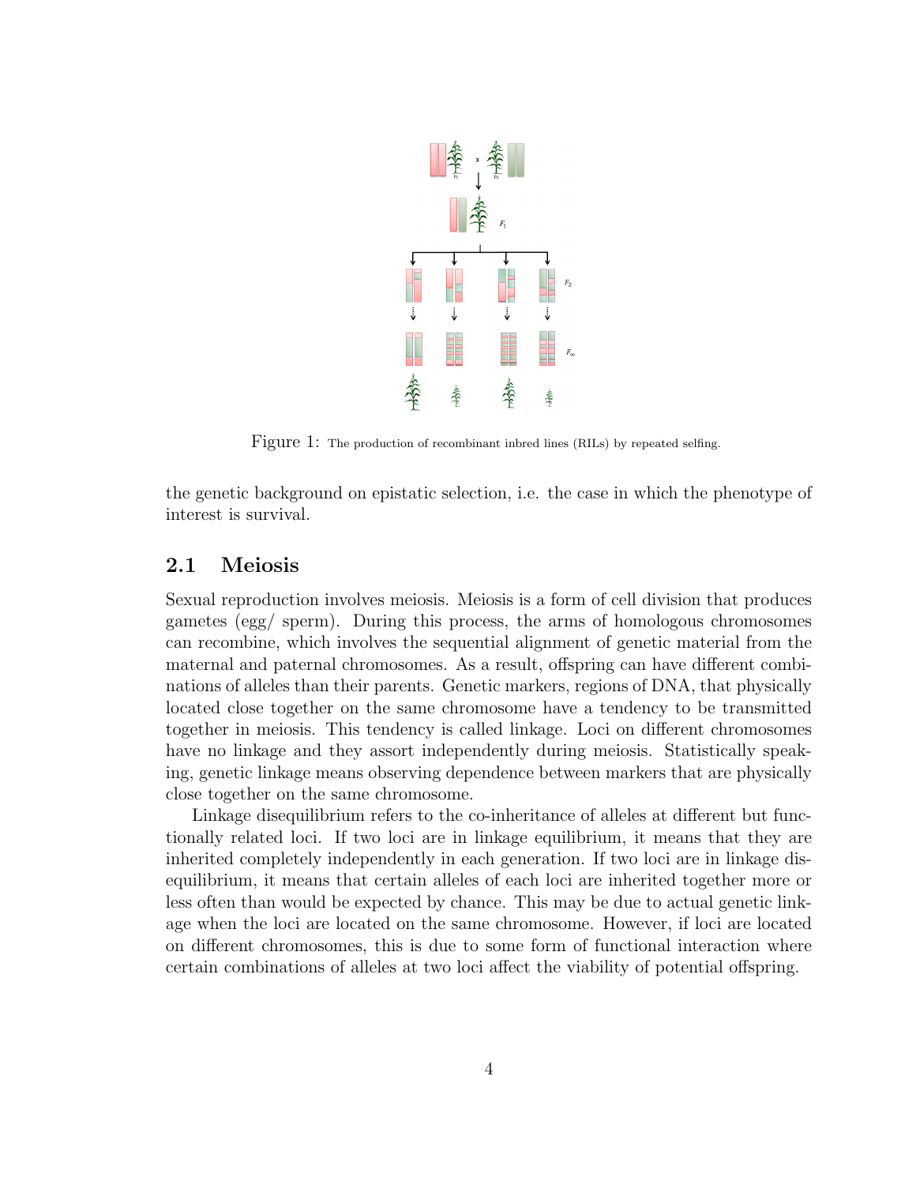Figure 1: The production of recombinant inbred lines (RILs) by repeated selfing.

the genetic background on epistatic selection, i.e. the case in which the phenotype of interest is survival.

## 2.1 Meiosis

Sexual reproduction involves meiosis. Meiosis is a form of cell division that produces gametes (egg/ sperm). During this process, the arms of homologous chromosomes can recombine, which involves the sequential alignment of genetic material from the maternal and paternal chromosomes. As a result, offspring can have different combinations of alleles than their parents. Genetic markers, regions of DNA, that physically located close together on the same chromosome have a tendency to be transmitted together in meiosis. This tendency is called linkage. Loci on different chromosomes have no linkage and they assort independently during meiosis. Statistically speaking, genetic linkage means observing dependence between markers that are physically close together on the same chromosome.

Linkage disequilibrium refers to the co-inheritance of alleles at different but functionally related loci. If two loci are in linkage equilibrium, it means that they are inherited completely independently in each generation. If two loci are in linkage disequilibrium, it means that certain alleles of each loci are inherited together more or less often than would be expected by chance. This may be due to actual genetic linkage when the loci are located on the same chromosome. However, if loci are located on different chromosomes, this is due to some form of functional interaction where certain combinations of alleles at two loci affect the viability of potential offspring.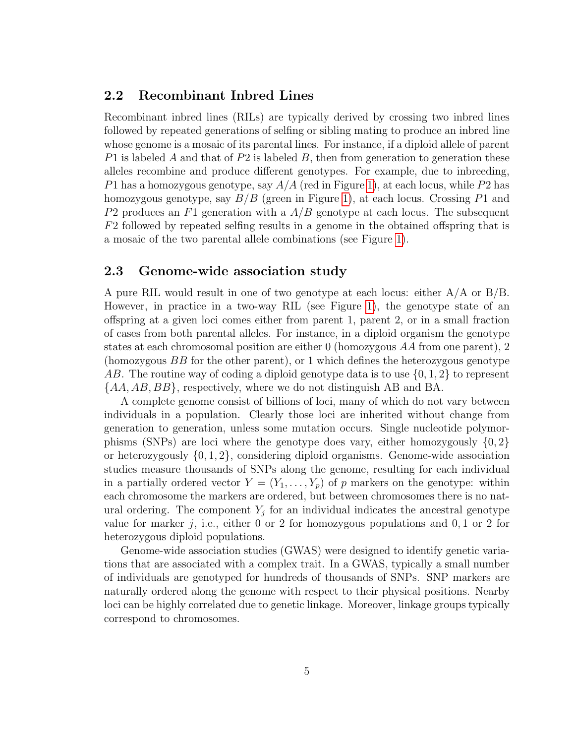## 2.2 Recombinant Inbred Lines

Recombinant inbred lines (RILs) are typically derived by crossing two inbred lines followed by repeated generations of selfing or sibling mating to produce an inbred line whose genome is a mosaic of its parental lines. For instance, if a diploid allele of parent $P1$ is labeled $A$ and that of $P2$ is labeled $B$, then from generation to generation these alleles recombine and produce different genotypes. For example, due to inbreeding, $P1$ has a homozygous genotype, say $A/A$ (red in Figure 1), at each locus, while $P2$ has homozygous genotype, say $B/B$ (green in Figure 1), at each locus. Crossing $P1$ and $P2$ produces an $F1$ generation with a $A/B$ genotype at each locus. The subsequent $F2$ followed by repeated selfing results in a genome in the obtained offspring that is a mosaic of the two parental allele combinations (see Figure 1).

## 2.3 Genome-wide association study

A pure RIL would result in one of two genotype at each locus: either A/A or B/B. However, in practice in a two-way RIL (see Figure 1), the genotype state of an offspring at a given loci comes either from parent 1, parent 2, or in a small fraction of cases from both parental alleles. For instance, in a diploid organism the genotype states at each chromosomal position are either 0 (homozygous $AA$ from one parent), 2 (homozygous $BB$ for the other parent), or 1 which defines the heterozygous genotype $AB$. The routine way of coding a diploid genotype data is to use $\{0, 1, 2\}$ to represent $\{AA, AB, BB\}$, respectively, where we do not distinguish AB and BA.

A complete genome consist of billions of loci, many of which do not vary between individuals in a population. Clearly those loci are inherited without change from generation to generation, unless some mutation occurs. Single nucleotide polymorphisms (SNPs) are loci where the genotype does vary, either homozygously $\{0, 2\}$ or heterozygously $\{0, 1, 2\}$, considering diploid organisms. Genome-wide association studies measure thousands of SNPs along the genome, resulting for each individual in a partially ordered vector $Y = (Y_1, \ldots, Y_p)$ of $p$ markers on the genotype: within each chromosome the markers are ordered, but between chromosomes there is no natural ordering. The component $Y_j$ for an individual indicates the ancestral genotype value for marker $j$, i.e., either 0 or 2 for homozygous populations and $0, 1$ or 2 for heterozygous diploid populations.

Genome-wide association studies (GWAS) were designed to identify genetic variations that are associated with a complex trait. In a GWAS, typically a small number of individuals are genotyped for hundreds of thousands of SNPs. SNP markers are naturally ordered along the genome with respect to their physical positions. Nearby loci can be highly correlated due to genetic linkage. Moreover, linkage groups typically correspond to chromosomes.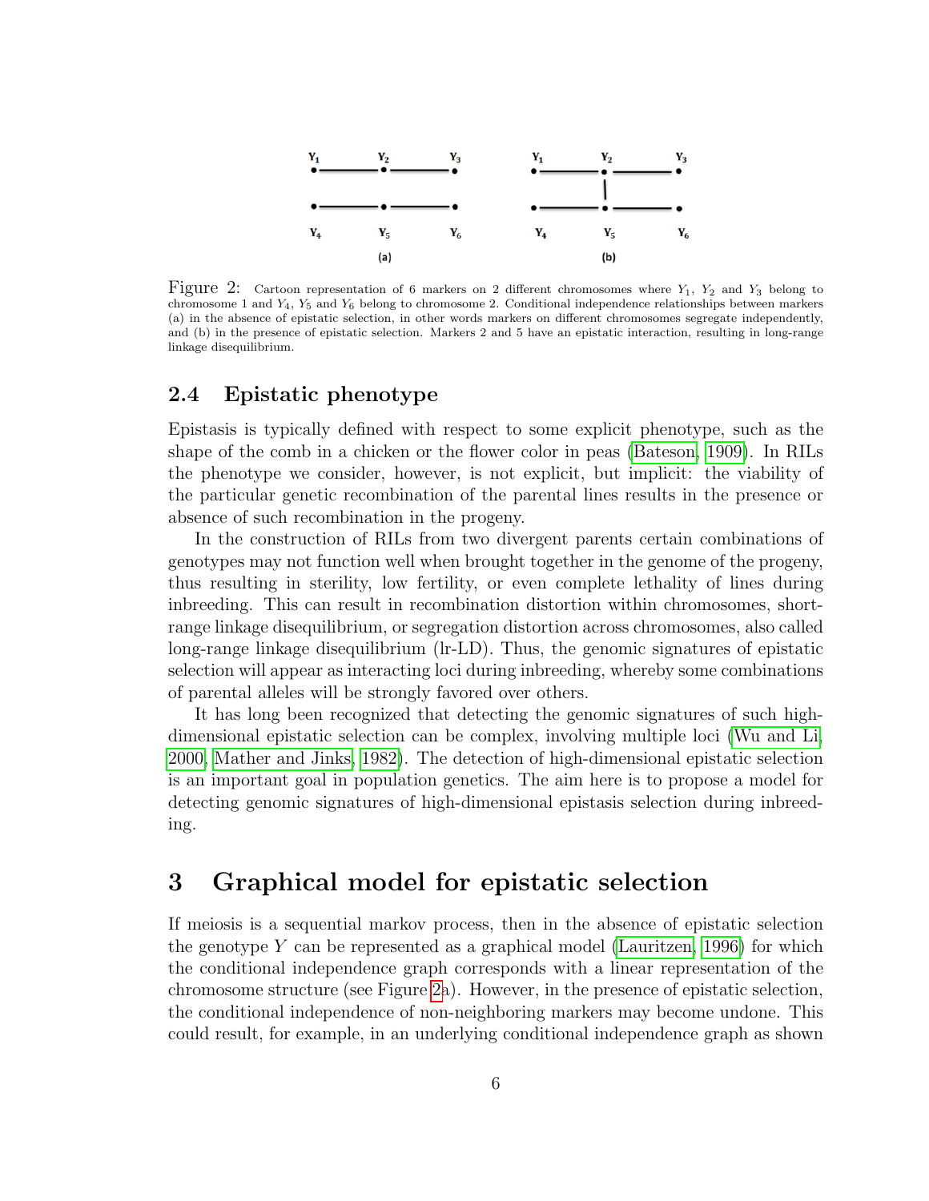Figure 2: Cartoon representation of 6 markers on 2 different chromosomes where $Y_1$, $Y_2$ and $Y_3$ belong to chromosome 1 and $Y_4$, $Y_5$ and $Y_6$ belong to chromosome 2. Conditional independence relationships between markers (a) in the absence of epistatic selection, in other words markers on different chromosomes segregate independently, and (b) in the presence of epistatic selection. Markers 2 and 5 have an epistatic interaction, resulting in long-range linkage disequilibrium.

### 2.4 Epistatic phenotype

Epistasis is typically defined with respect to some explicit phenotype, such as the shape of the comb in a chicken or the flower color in peas (Bateson, 1909). In RILs the phenotype we consider, however, is not explicit, but implicit: the viability of the particular genetic recombination of the parental lines results in the presence or absence of such recombination in the progeny.

In the construction of RILs from two divergent parents certain combinations of genotypes may not function well when brought together in the genome of the progeny, thus resulting in sterility, low fertility, or even complete lethality of lines during inbreeding. This can result in recombination distortion within chromosomes, short-range linkage disequilibrium, or segregation distortion across chromosomes, also called long-range linkage disequilibrium (lr-LD). Thus, the genomic signatures of epistatic selection will appear as interacting loci during inbreeding, whereby some combinations of parental alleles will be strongly favored over others.

It has long been recognized that detecting the genomic signatures of such high-dimensional epistatic selection can be complex, involving multiple loci (Wu and Li, 2000, Mather and Jinks, 1982). The detection of high-dimensional epistatic selection is an important goal in population genetics. The aim here is to propose a model for detecting genomic signatures of high-dimensional epistasis selection during inbreeding.

## 3 Graphical model for epistatic selection

If meiosis is a sequential markov process, then in the absence of epistatic selection the genotype $Y$ can be represented as a graphical model (Lauritzen, 1996) for which the conditional independence graph corresponds with a linear representation of the chromosome structure (see Figure 2a). However, in the presence of epistatic selection, the conditional independence of non-neighboring markers may become undone. This could result, for example, in an underlying conditional independence graph as shown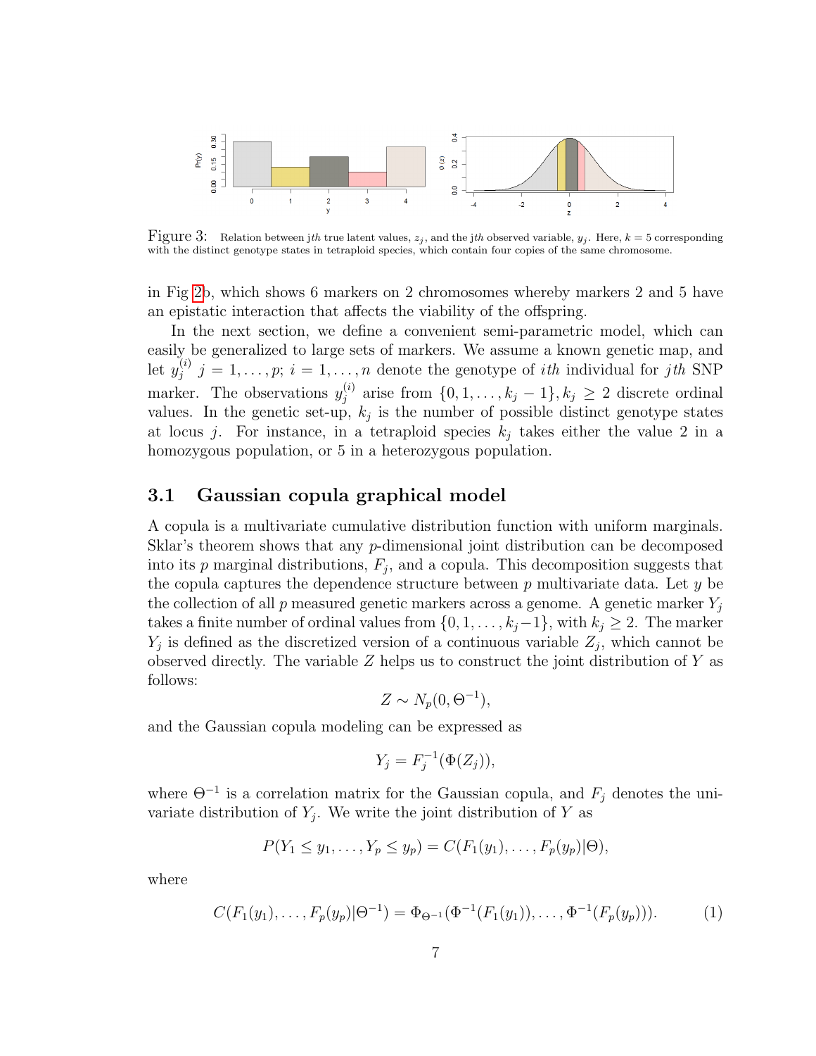Figure 3: Relation between j*th* true latent values, $z_j$, and the j*th* observed variable, $y_j$. Here, $k = 5$ corresponding with the distinct genotype states in tetraploid species, which contain four copies of the same chromosome.

in Fig 2b, which shows 6 markers on 2 chromosomes whereby markers 2 and 5 have an epistatic interaction that affects the viability of the offspring.

In the next section, we define a convenient semi-parametric model, which can easily be generalized to large sets of markers. We assume a known genetic map, and let $y_j^{(i)}$ $j = 1, \ldots, p$; $i = 1, \ldots, n$ denote the genotype of $ith$ individual for $jth$ SNP marker. The observations $y_j^{(i)}$ arise from $\{0, 1, \ldots, k_j - 1\}, k_j \geq 2$ discrete ordinal values. In the genetic set-up, $k_j$ is the number of possible distinct genotype states at locus $j$. For instance, in a tetraploid species $k_j$ takes either the value 2 in a homozygous population, or 5 in a heterozygous population.

## 3.1 Gaussian copula graphical model

A copula is a multivariate cumulative distribution function with uniform marginals. Sklar's theorem shows that any $p$-dimensional joint distribution can be decomposed into its $p$ marginal distributions, $F_j$, and a copula. This decomposition suggests that the copula captures the dependence structure between $p$ multivariate data. Let $y$ be the collection of all $p$ measured genetic markers across a genome. A genetic marker $Y_j$ takes a finite number of ordinal values from $\{0, 1, \ldots, k_j - 1\}$, with $k_j \geq 2$. The marker $Y_j$ is defined as the discretized version of a continuous variable $Z_j$, which cannot be observed directly. The variable $Z$ helps us to construct the joint distribution of $Y$ as follows:

$$Z \sim N_p(0, \Theta^{-1}),$$

and the Gaussian copula modeling can be expressed as

$$Y_j = F_j^{-1}(\Phi(Z_j)),$$

where $\Theta^{-1}$ is a correlation matrix for the Gaussian copula, and $F_j$ denotes the univariate distribution of $Y_j$. We write the joint distribution of $Y$ as

$$P(Y_1 \leq y_1, \ldots, Y_p \leq y_p) = C(F_1(y_1), \ldots, F_p(y_p)|\Theta),$$

where

$$C(F_1(y_1), \ldots, F_p(y_p)|\Theta^{-1}) = \Phi_{\Theta^{-1}}(\Phi^{-1}(F_1(y_1)), \ldots, \Phi^{-1}(F_p(y_p))). \tag{1}$$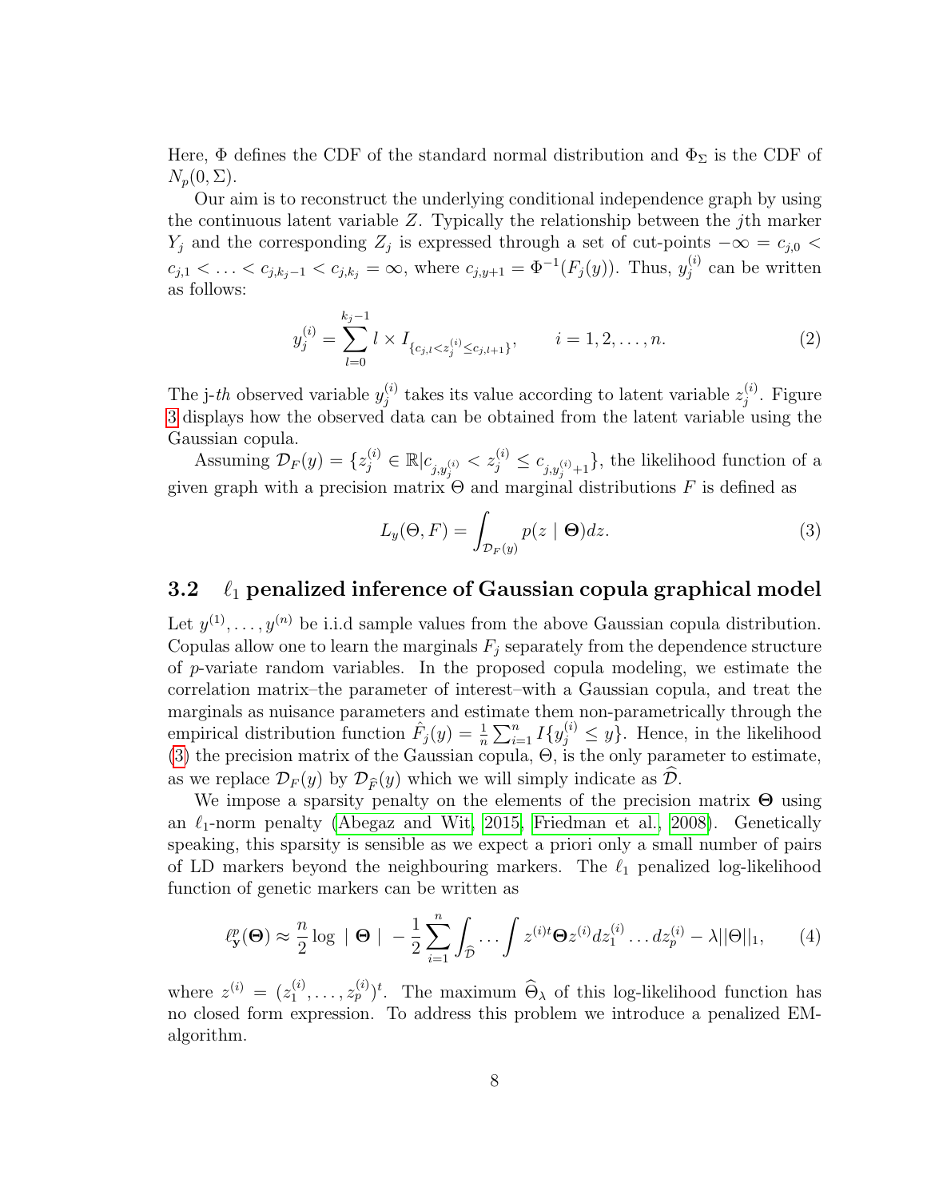Here, $\Phi$ defines the CDF of the standard normal distribution and $\Phi_\Sigma$ is the CDF of $N_p(0, \Sigma)$.

Our aim is to reconstruct the underlying conditional independence graph by using the continuous latent variable $Z$. Typically the relationship between the $j$th marker $Y_j$ and the corresponding $Z_j$ is expressed through a set of cut-points $-\infty = c_{j,0} < c_{j,1} < \ldots < c_{j,k_j-1} < c_{j,k_j} = \infty$, where $c_{j,y+1} = \Phi^{-1}(F_j(y))$. Thus, $y_j^{(i)}$ can be written as follows:

$$y_j^{(i)} = \sum_{l=0}^{k_j-1} l \times I_{\{c_{j,l} < z_j^{(i)} \leq c_{j,l+1}\}}, \qquad i = 1, 2, \ldots, n. \tag{2}$$

The j-*th* observed variable $y_j^{(i)}$ takes its value according to latent variable $z_j^{(i)}$. Figure 3 displays how the observed data can be obtained from the latent variable using the Gaussian copula.

Assuming $\mathcal{D}_F(y) = \{z_j^{(i)} \in \mathbb{R} | c_{j,y_j^{(i)}} < z_j^{(i)} \leq c_{j,y_j^{(i)}+1}\}$, the likelihood function of a given graph with a precision matrix $\Theta$ and marginal distributions $F$ is defined as

$$L_y(\Theta, F) = \int_{\mathcal{D}_F(y)} p(z \mid \Theta) dz. \tag{3}$$

### 3.2 $\ell_1$ penalized inference of Gaussian copula graphical model

Let $y^{(1)}, \ldots, y^{(n)}$ be i.i.d sample values from the above Gaussian copula distribution. Copulas allow one to learn the marginals $F_j$ separately from the dependence structure of $p$-variate random variables. In the proposed copula modeling, we estimate the correlation matrix–the parameter of interest–with a Gaussian copula, and treat the marginals as nuisance parameters and estimate them non-parametrically through the empirical distribution function $\hat{F}_j(y) = \frac{1}{n} \sum_{i=1}^{n} I\{y_j^{(i)} \leq y\}$. Hence, in the likelihood (3) the precision matrix of the Gaussian copula, $\Theta$, is the only parameter to estimate, as we replace $\mathcal{D}_F(y)$ by $\mathcal{D}_{\widehat{F}}(y)$ which we will simply indicate as $\widehat{\mathcal{D}}$.

We impose a sparsity penalty on the elements of the precision matrix $\mathbf{\Theta}$ using an $\ell_1$-norm penalty (Abegaz and Wit, 2015, Friedman et al., 2008). Genetically speaking, this sparsity is sensible as we expect a priori only a small number of pairs of LD markers beyond the neighbouring markers. The $\ell_1$ penalized log-likelihood function of genetic markers can be written as

$$\ell_{\mathbf{y}}^p(\mathbf{\Theta}) \approx \frac{n}{2} \log \mid \mathbf{\Theta} \mid -\frac{1}{2} \sum_{i=1}^{n} \int_{\widehat{\mathcal{D}}} \cdots \int z^{(i)t} \mathbf{\Theta} z^{(i)} dz_1^{(i)} \ldots dz_p^{(i)} - \lambda ||\Theta||_1, \tag{4}$$

where $z^{(i)} = (z_1^{(i)}, \ldots, z_p^{(i)})^t$. The maximum $\widehat{\Theta}_\lambda$ of this log-likelihood function has no closed form expression. To address this problem we introduce a penalized EM-algorithm.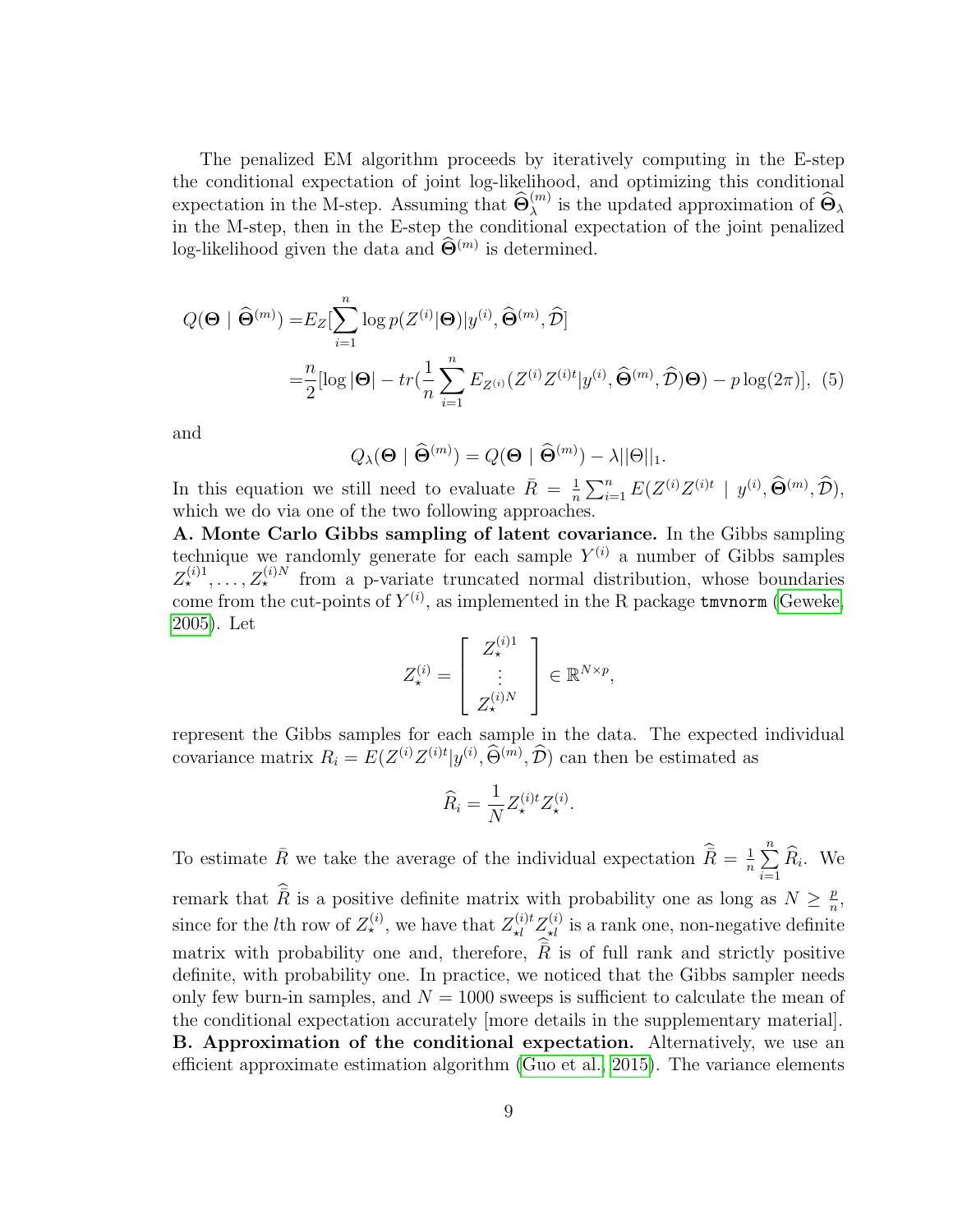The penalized EM algorithm proceeds by iteratively computing in the E-step the conditional expectation of joint log-likelihood, and optimizing this conditional expectation in the M-step. Assuming that $\widehat{\boldsymbol{\Theta}}_{\lambda}^{(m)}$ is the updated approximation of $\widehat{\boldsymbol{\Theta}}_{\lambda}$ in the M-step, then in the E-step the conditional expectation of the joint penalized log-likelihood given the data and $\widehat{\boldsymbol{\Theta}}^{(m)}$ is determined.

$$
\begin{aligned}
Q(\boldsymbol{\Theta} \mid \widehat{\boldsymbol{\Theta}}^{(m)}) =& E_Z[\sum_{i=1}^{n} \log p(Z^{(i)}|\boldsymbol{\Theta})|y^{(i)}, \widehat{\boldsymbol{\Theta}}^{(m)}, \widehat{\mathcal{D}}] \\
=& \frac{n}{2}[\log|\boldsymbol{\Theta}| - tr(\frac{1}{n}\sum_{i=1}^{n} E_{Z^{(i)}}(Z^{(i)}Z^{(i)t}|y^{(i)}, \widehat{\boldsymbol{\Theta}}^{(m)}, \widehat{\mathcal{D}})\boldsymbol{\Theta}) - p\log(2\pi)], \quad (5)
\end{aligned}
$$

and

$$
Q_{\lambda}(\boldsymbol{\Theta} \mid \widehat{\boldsymbol{\Theta}}^{(m)}) = Q(\boldsymbol{\Theta} \mid \widehat{\boldsymbol{\Theta}}^{(m)}) - \lambda||\Theta||_1.
$$

In this equation we still need to evaluate $\bar{R} = \frac{1}{n}\sum_{i=1}^{n} E(Z^{(i)}Z^{(i)t} \mid y^{(i)}, \widehat{\boldsymbol{\Theta}}^{(m)}, \widehat{\mathcal{D}})$, which we do via one of the two following approaches.

**A. Monte Carlo Gibbs sampling of latent covariance.** In the Gibbs sampling technique we randomly generate for each sample $Y^{(i)}$ a number of Gibbs samples $Z_{\star}^{(i)1}, \ldots, Z_{\star}^{(i)N}$ from a p-variate truncated normal distribution, whose boundaries come from the cut-points of $Y^{(i)}$, as implemented in the R package `tmvnorm` (Geweke, 2005). Let

$$
Z_{\star}^{(i)} = \begin{bmatrix} Z_{\star}^{(i)1} \\ \vdots \\ Z_{\star}^{(i)N} \end{bmatrix} \in \mathbb{R}^{N \times p},
$$

represent the Gibbs samples for each sample in the data. The expected individual covariance matrix $R_i = E(Z^{(i)}Z^{(i)t}|y^{(i)}, \widehat{\Theta}^{(m)}, \widehat{\mathcal{D}})$ can then be estimated as

$$
\widehat{R}_i = \frac{1}{N} Z_{\star}^{(i)t} Z_{\star}^{(i)}.
$$

To estimate $\bar{R}$ we take the average of the individual expectation $\widehat{\bar{R}} = \frac{1}{n}\sum_{i=1}^{n} \widehat{R}_i$. We remark that $\widehat{\bar{R}}$ is a positive definite matrix with probability one as long as $N \geq \frac{p}{n}$, since for the $l$th row of $Z_{\star}^{(i)}$, we have that $Z_{\star l}^{(i)t} Z_{\star l}^{(i)}$ is a rank one, non-negative definite matrix with probability one and, therefore, $\widehat{\bar{R}}$ is of full rank and strictly positive definite, with probability one. In practice, we noticed that the Gibbs sampler needs only few burn-in samples, and $N = 1000$ sweeps is sufficient to calculate the mean of the conditional expectation accurately [more details in the supplementary material].

**B. Approximation of the conditional expectation.** Alternatively, we use an efficient approximate estimation algorithm (Guo et al., 2015). The variance elements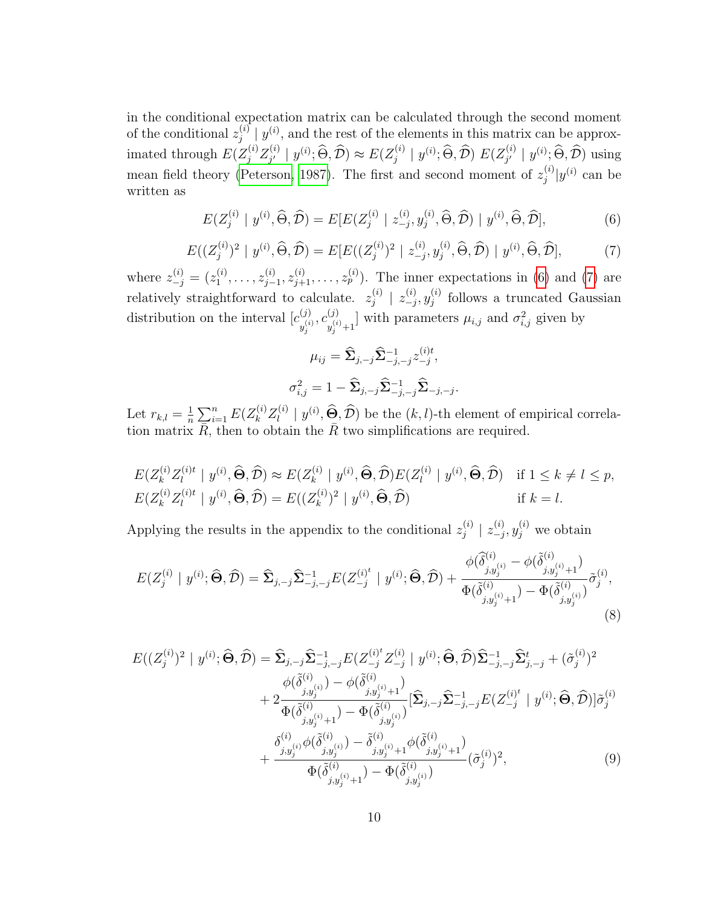in the conditional expectation matrix can be calculated through the second moment of the conditional $z_j^{(i)} \mid y^{(i)}$, and the rest of the elements in this matrix can be approximated through $E(Z_j^{(i)} Z_{j'}^{(i)} \mid y^{(i)}; \widehat{\Theta}, \widehat{\mathcal{D}}) \approx E(Z_j^{(i)} \mid y^{(i)}; \widehat{\Theta}, \widehat{\mathcal{D}})\ E(Z_{j'}^{(i)} \mid y^{(i)}; \widehat{\Theta}, \widehat{\mathcal{D}})$ using mean field theory (Peterson, 1987). The first and second moment of $z_j^{(i)} | y^{(i)}$ can be written as

$$E(Z_j^{(i)} \mid y^{(i)}, \widehat{\Theta}, \widehat{\mathcal{D}}) = E[E(Z_j^{(i)} \mid z_{-j}^{(i)}, y_j^{(i)}, \widehat{\Theta}, \widehat{\mathcal{D}}) \mid y^{(i)}, \widehat{\Theta}, \widehat{\mathcal{D}}], \tag{6}$$

$$E((Z_j^{(i)})^2 \mid y^{(i)}, \widehat{\Theta}, \widehat{\mathcal{D}}) = E[E((Z_j^{(i)})^2 \mid z_{-j}^{(i)}, y_j^{(i)}, \widehat{\Theta}, \widehat{\mathcal{D}}) \mid y^{(i)}, \widehat{\Theta}, \widehat{\mathcal{D}}], \tag{7}$$

where $z_{-j}^{(i)} = (z_1^{(i)}, \ldots, z_{j-1}^{(i)}, z_{j+1}^{(i)}, \ldots, z_p^{(i)})$. The inner expectations in (6) and (7) are relatively straightforward to calculate. $z_j^{(i)} \mid z_{-j}^{(i)}, y_j^{(i)}$ follows a truncated Gaussian distribution on the interval $[c_{y_j^{(i)}}^{(j)}, c_{y_j^{(i)}+1}^{(j)}]$ with parameters $\mu_{i,j}$ and $\sigma_{i,j}^2$ given by

$$\mu_{ij} = \widehat{\mathbf{\Sigma}}_{j,-j} \widehat{\mathbf{\Sigma}}_{-j,-j}^{-1} z_{-j}^{(i)t},$$

$$\sigma_{i,j}^2 = 1 - \widehat{\mathbf{\Sigma}}_{j,-j} \widehat{\mathbf{\Sigma}}_{-j,-j}^{-1} \widehat{\mathbf{\Sigma}}_{-j,-j}.$$

Let $r_{k,l} = \frac{1}{n} \sum_{i=1}^{n} E(Z_k^{(i)} Z_l^{(i)} \mid y^{(i)}, \widehat{\mathbf{\Theta}}, \widehat{\mathcal{D}})$ be the $(k,l)$-th element of empirical correlation matrix $\bar{R}$, then to obtain the $\bar{R}$ two simplifications are required.

$$\begin{aligned}
&E(Z_k^{(i)} Z_l^{(i)t} \mid y^{(i)}, \widehat{\mathbf{\Theta}}, \widehat{\mathcal{D}}) \approx E(Z_k^{(i)} \mid y^{(i)}, \widehat{\mathbf{\Theta}}, \widehat{\mathcal{D}}) E(Z_l^{(i)} \mid y^{(i)}, \widehat{\mathbf{\Theta}}, \widehat{\mathcal{D}}) \quad \text{if } 1 \leq k \neq l \leq p, \\
&E(Z_k^{(i)} Z_l^{(i)t} \mid y^{(i)}, \widehat{\mathbf{\Theta}}, \widehat{\mathcal{D}}) = E((Z_k^{(i)})^2 \mid y^{(i)}, \widehat{\mathbf{\Theta}}, \widehat{\mathcal{D}}) \quad \text{if } k = l.
\end{aligned}$$

Applying the results in the appendix to the conditional $z_j^{(i)} \mid z_{-j}^{(i)}, y_j^{(i)}$ we obtain

$$E(Z_j^{(i)} \mid y^{(i)}; \widehat{\mathbf{\Theta}}, \widehat{\mathcal{D}}) = \widehat{\mathbf{\Sigma}}_{j,-j} \widehat{\mathbf{\Sigma}}_{-j,-j}^{-1} E(Z_{-j}^{(i)^t} \mid y^{(i)}; \widehat{\mathbf{\Theta}}, \widehat{\mathcal{D}}) + \frac{\phi(\widehat{\delta}_{j,y_j^{(i)}}^{(i)} - \phi(\tilde{\delta}_{j,y_j^{(i)}+1}^{(i)})}{\Phi(\tilde{\delta}_{j,y_j^{(i)}+1}^{(i)}) - \Phi(\tilde{\delta}_{j,y_j^{(i)}}^{(i)})} \tilde{\sigma}_j^{(i)}, \tag{8}$$

$$\begin{aligned}
E((Z_j^{(i)})^2 \mid y^{(i)}; \widehat{\mathbf{\Theta}}, \widehat{\mathcal{D}}) &= \widehat{\mathbf{\Sigma}}_{j,-j} \widehat{\mathbf{\Sigma}}_{-j,-j}^{-1} E(Z_{-j}^{(i)^t} Z_{-j}^{(i)} \mid y^{(i)}; \widehat{\mathbf{\Theta}}, \widehat{\mathcal{D}}) \widehat{\mathbf{\Sigma}}_{-j,-j}^{-1} \widehat{\mathbf{\Sigma}}_{j,-j}^{t} + (\tilde{\sigma}_j^{(i)})^2 \\
&+ 2 \frac{\phi(\tilde{\delta}_{j,y_j^{(i)}}^{(i)}) - \phi(\tilde{\delta}_{j,y_j^{(i)}+1}^{(i)})}{\Phi(\tilde{\delta}_{j,y_j^{(i)}+1}^{(i)}) - \Phi(\tilde{\delta}_{j,y_j^{(i)}}^{(i)})} [\widehat{\mathbf{\Sigma}}_{j,-j} \widehat{\mathbf{\Sigma}}_{-j,-j}^{-1} E(Z_{-j}^{(i)^t} \mid y^{(i)}; \widehat{\mathbf{\Theta}}, \widehat{\mathcal{D}})] \tilde{\sigma}_j^{(i)} \\
&+ \frac{\delta_{j,y_j^{(i)}}^{(i)} \phi(\tilde{\delta}_{j,y_j^{(i)}}^{(i)}) - \tilde{\delta}_{j,y_j^{(i)}+1}^{(i)} \phi(\tilde{\delta}_{j,y_j^{(i)}+1}^{(i)})}{\Phi(\tilde{\delta}_{j,y_j^{(i)}+1}^{(i)}) - \Phi(\tilde{\delta}_{j,y_j^{(i)}}^{(i)})} (\tilde{\sigma}_j^{(i)})^2,
\end{aligned} \tag{9}$$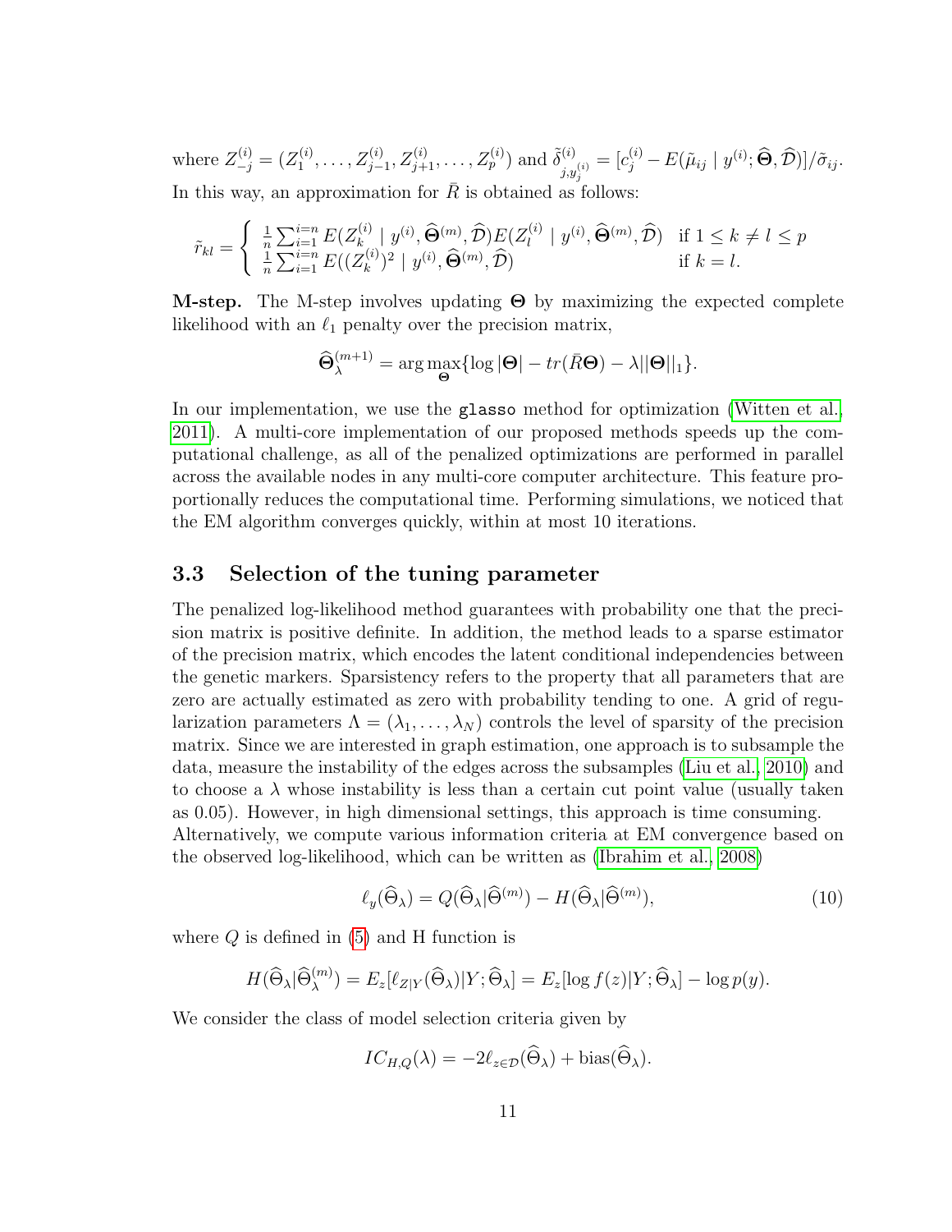where $Z_{-j}^{(i)} = (Z_1^{(i)}, \ldots, Z_{j-1}^{(i)}, Z_{j+1}^{(i)}, \ldots, Z_p^{(i)})$ and $\tilde{\delta}_{j,y_j^{(i)}}^{(i)} = [c_j^{(i)} - E(\tilde{\mu}_{ij} \mid y^{(i)}; \widehat{\Theta}, \widehat{\mathcal{D}})]/\tilde{\sigma}_{ij}$. In this way, an approximation for $\bar{R}$ is obtained as follows:

$$\tilde{r}_{kl} = \begin{cases} \frac{1}{n}\sum_{i=1}^{i=n} E(Z_k^{(i)} \mid y^{(i)}, \widehat{\Theta}^{(m)}, \widehat{\mathcal{D}}) E(Z_l^{(i)} \mid y^{(i)}, \widehat{\Theta}^{(m)}, \widehat{\mathcal{D}}) & \text{if } 1 \leq k \neq l \leq p \\ \frac{1}{n}\sum_{i=1}^{i=n} E((Z_k^{(i)})^2 \mid y^{(i)}, \widehat{\Theta}^{(m)}, \widehat{\mathcal{D}}) & \text{if } k = l. \end{cases}$$

**M-step.** The M-step involves updating $\mathbf{\Theta}$ by maximizing the expected complete likelihood with an $\ell_1$ penalty over the precision matrix,

$$\widehat{\mathbf{\Theta}}_\lambda^{(m+1)} = \arg\max_{\mathbf{\Theta}} \{\log|\mathbf{\Theta}| - tr(\bar{R}\mathbf{\Theta}) - \lambda||\mathbf{\Theta}||_1\}.$$

In our implementation, we use the `glasso` method for optimization (Witten et al., 2011). A multi-core implementation of our proposed methods speeds up the computational challenge, as all of the penalized optimizations are performed in parallel across the available nodes in any multi-core computer architecture. This feature proportionally reduces the computational time. Performing simulations, we noticed that the EM algorithm converges quickly, within at most 10 iterations.

## 3.3 Selection of the tuning parameter

The penalized log-likelihood method guarantees with probability one that the precision matrix is positive definite. In addition, the method leads to a sparse estimator of the precision matrix, which encodes the latent conditional independencies between the genetic markers. Sparsistency refers to the property that all parameters that are zero are actually estimated as zero with probability tending to one. A grid of regularization parameters $\Lambda = (\lambda_1, \ldots, \lambda_N)$ controls the level of sparsity of the precision matrix. Since we are interested in graph estimation, one approach is to subsample the data, measure the instability of the edges across the subsamples (Liu et al., 2010) and to choose a $\lambda$ whose instability is less than a certain cut point value (usually taken as 0.05). However, in high dimensional settings, this approach is time consuming.
Alternatively, we compute various information criteria at EM convergence based on the observed log-likelihood, which can be written as (Ibrahim et al., 2008)

$$\ell_y(\widehat{\Theta}_\lambda) = Q(\widehat{\Theta}_\lambda|\widehat{\Theta}^{(m)}) - H(\widehat{\Theta}_\lambda|\widehat{\Theta}^{(m)}), \tag{10}$$

where $Q$ is defined in (5) and H function is

$$H(\widehat{\Theta}_\lambda|\widehat{\Theta}_\lambda^{(m)}) = E_z[\ell_{Z|Y}(\widehat{\Theta}_\lambda)|Y; \widehat{\Theta}_\lambda] = E_z[\log f(z)|Y; \widehat{\Theta}_\lambda] - \log p(y).$$

We consider the class of model selection criteria given by

$$IC_{H,Q}(\lambda) = -2\ell_{z\in\mathcal{D}}(\widehat{\Theta}_\lambda) + \text{bias}(\widehat{\Theta}_\lambda).$$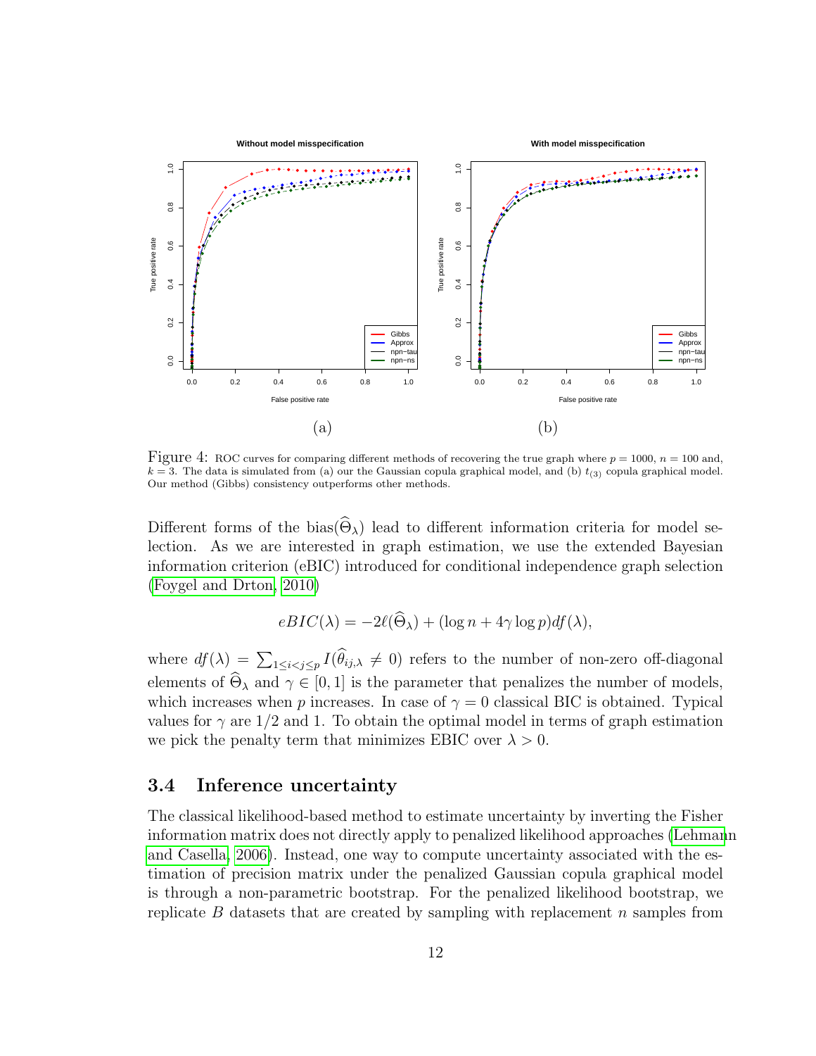Figure 4: ROC curves for comparing different methods of recovering the true graph where $p = 1000$, $n = 100$ and, $k = 3$. The data is simulated from (a) our the Gaussian copula graphical model, and (b) $t_{(3)}$ copula graphical model. Our method (Gibbs) consistency outperforms other methods.

Different forms of the bias$(\widehat{\Theta}_\lambda)$ lead to different information criteria for model selection. As we are interested in graph estimation, we use the extended Bayesian information criterion (eBIC) introduced for conditional independence graph selection (Foygel and Drton, 2010)

$$eBIC(\lambda) = -2\ell(\widehat{\Theta}_\lambda) + (\log n + 4\gamma \log p) df(\lambda),$$

where $df(\lambda) = \sum_{1 \leq i < j \leq p} I(\widehat{\theta}_{ij,\lambda} \neq 0)$ refers to the number of non-zero off-diagonal elements of $\widehat{\Theta}_\lambda$ and $\gamma \in [0, 1]$ is the parameter that penalizes the number of models, which increases when $p$ increases. In case of $\gamma = 0$ classical BIC is obtained. Typical values for $\gamma$ are $1/2$ and $1$. To obtain the optimal model in terms of graph estimation we pick the penalty term that minimizes EBIC over $\lambda > 0$.

### 3.4 Inference uncertainty

The classical likelihood-based method to estimate uncertainty by inverting the Fisher information matrix does not directly apply to penalized likelihood approaches (Lehmann and Casella, 2006). Instead, one way to compute uncertainty associated with the estimation of precision matrix under the penalized Gaussian copula graphical model is through a non-parametric bootstrap. For the penalized likelihood bootstrap, we replicate $B$ datasets that are created by sampling with replacement $n$ samples from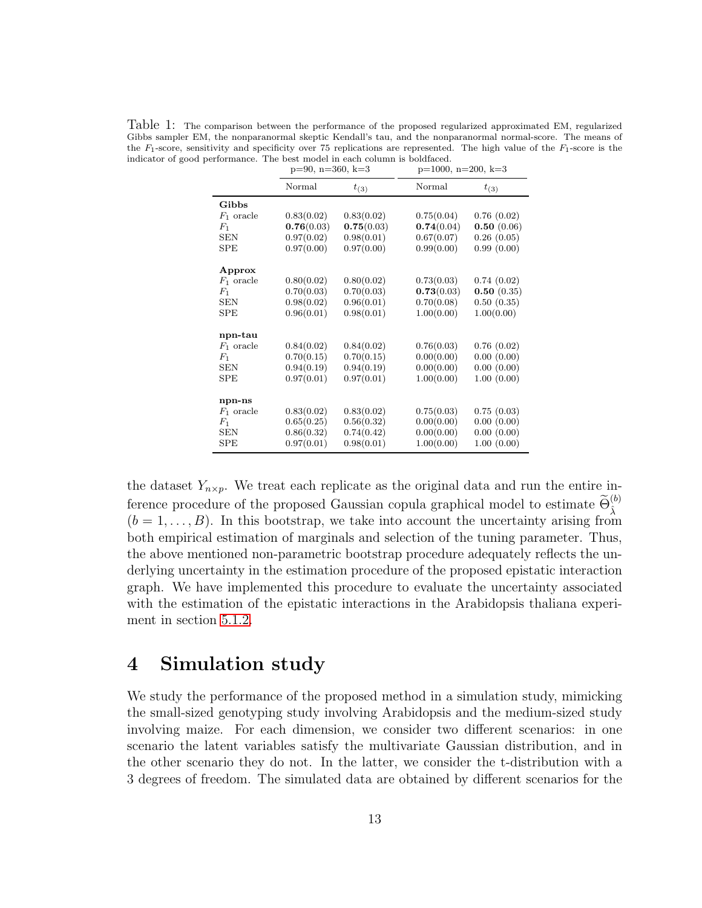Table 1: The comparison between the performance of the proposed regularized approximated EM, regularized Gibbs sampler EM, the nonparanormal skeptic Kendall's tau, and the nonparanormal normal-score. The means of the $F_1$-score, sensitivity and specificity over 75 replications are represented. The high value of the $F_1$-score is the indicator of good performance. The best model in each column is boldfaced.

| | p=90, n=360, k=3 | | p=1000, n=200, k=3 | |
|---|---|---|---|---|
| | Normal | $t_{(3)}$ | Normal | $t_{(3)}$ |
| **Gibbs** | | | | |
| $F_1$ oracle | 0.83(0.02) | 0.83(0.02) | 0.75(0.04) | 0.76 (0.02) |
| $F_1$ | **0.76**(0.03) | **0.75**(0.03) | **0.74**(0.04) | **0.50** (0.06) |
| SEN | 0.97(0.02) | 0.98(0.01) | 0.67(0.07) | 0.26 (0.05) |
| SPE | 0.97(0.00) | 0.97(0.00) | 0.99(0.00) | 0.99 (0.00) |
| **Approx** | | | | |
| $F_1$ oracle | 0.80(0.02) | 0.80(0.02) | 0.73(0.03) | 0.74 (0.02) |
| $F_1$ | 0.70(0.03) | 0.70(0.03) | **0.73**(0.03) | **0.50** (0.35) |
| SEN | 0.98(0.02) | 0.96(0.01) | 0.70(0.08) | 0.50 (0.35) |
| SPE | 0.96(0.01) | 0.98(0.01) | 1.00(0.00) | 1.00(0.00) |
| **npn-tau** | | | | |
| $F_1$ oracle | 0.84(0.02) | 0.84(0.02) | 0.76(0.03) | 0.76 (0.02) |
| $F_1$ | 0.70(0.15) | 0.70(0.15) | 0.00(0.00) | 0.00 (0.00) |
| SEN | 0.94(0.19) | 0.94(0.19) | 0.00(0.00) | 0.00 (0.00) |
| SPE | 0.97(0.01) | 0.97(0.01) | 1.00(0.00) | 1.00 (0.00) |
| **npn-ns** | | | | |
| $F_1$ oracle | 0.83(0.02) | 0.83(0.02) | 0.75(0.03) | 0.75 (0.03) |
| $F_1$ | 0.65(0.25) | 0.56(0.32) | 0.00(0.00) | 0.00 (0.00) |
| SEN | 0.86(0.32) | 0.74(0.42) | 0.00(0.00) | 0.00 (0.00) |
| SPE | 0.97(0.01) | 0.98(0.01) | 1.00(0.00) | 1.00 (0.00) |

the dataset $Y_{n\times p}$. We treat each replicate as the original data and run the entire inference procedure of the proposed Gaussian copula graphical model to estimate $\widetilde{\Theta}_{\hat{\lambda}}^{(b)}$ $(b = 1, \ldots, B)$. In this bootstrap, we take into account the uncertainty arising from both empirical estimation of marginals and selection of the tuning parameter. Thus, the above mentioned non-parametric bootstrap procedure adequately reflects the underlying uncertainty in the estimation procedure of the proposed epistatic interaction graph. We have implemented this procedure to evaluate the uncertainty associated with the estimation of the epistatic interactions in the Arabidopsis thaliana experiment in section 5.1.2.

# 4 Simulation study

We study the performance of the proposed method in a simulation study, mimicking the small-sized genotyping study involving Arabidopsis and the medium-sized study involving maize. For each dimension, we consider two different scenarios: in one scenario the latent variables satisfy the multivariate Gaussian distribution, and in the other scenario they do not. In the latter, we consider the t-distribution with a 3 degrees of freedom. The simulated data are obtained by different scenarios for the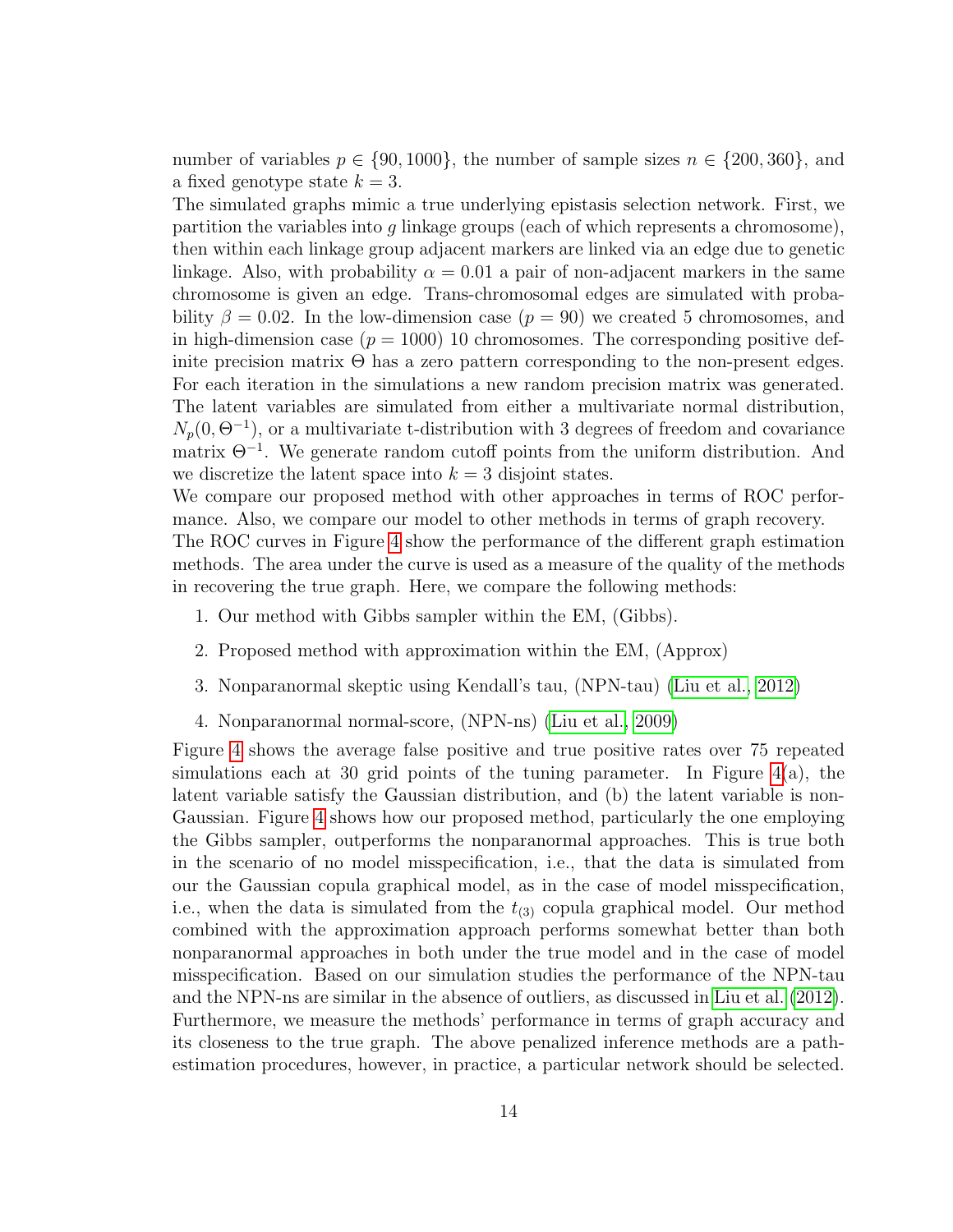number of variables $p \in \{90, 1000\}$, the number of sample sizes $n \in \{200, 360\}$, and a fixed genotype state $k = 3$.

The simulated graphs mimic a true underlying epistasis selection network. First, we partition the variables into $g$ linkage groups (each of which represents a chromosome), then within each linkage group adjacent markers are linked via an edge due to genetic linkage. Also, with probability $\alpha = 0.01$ a pair of non-adjacent markers in the same chromosome is given an edge. Trans-chromosomal edges are simulated with probability $\beta = 0.02$. In the low-dimension case ($p = 90$) we created 5 chromosomes, and in high-dimension case ($p = 1000$) 10 chromosomes. The corresponding positive definite precision matrix $\Theta$ has a zero pattern corresponding to the non-present edges. For each iteration in the simulations a new random precision matrix was generated. The latent variables are simulated from either a multivariate normal distribution, $N_p(0, \Theta^{-1})$, or a multivariate t-distribution with 3 degrees of freedom and covariance matrix $\Theta^{-1}$. We generate random cutoff points from the uniform distribution. And we discretize the latent space into $k = 3$ disjoint states.

We compare our proposed method with other approaches in terms of ROC performance. Also, we compare our model to other methods in terms of graph recovery.

The ROC curves in Figure 4 show the performance of the different graph estimation methods. The area under the curve is used as a measure of the quality of the methods in recovering the true graph. Here, we compare the following methods:

1. Our method with Gibbs sampler within the EM, (Gibbs).
2. Proposed method with approximation within the EM, (Approx)
3. Nonparanormal skeptic using Kendall's tau, (NPN-tau) (Liu et al., 2012)
4. Nonparanormal normal-score, (NPN-ns) (Liu et al., 2009)

Figure 4 shows the average false positive and true positive rates over 75 repeated simulations each at 30 grid points of the tuning parameter. In Figure 4(a), the latent variable satisfy the Gaussian distribution, and (b) the latent variable is non-Gaussian. Figure 4 shows how our proposed method, particularly the one employing the Gibbs sampler, outperforms the nonparanormal approaches. This is true both in the scenario of no model misspecification, i.e., that the data is simulated from our the Gaussian copula graphical model, as in the case of model misspecification, i.e., when the data is simulated from the $t_{(3)}$ copula graphical model. Our method combined with the approximation approach performs somewhat better than both nonparanormal approaches in both under the true model and in the case of model misspecification. Based on our simulation studies the performance of the NPN-tau and the NPN-ns are similar in the absence of outliers, as discussed in Liu et al. (2012). Furthermore, we measure the methods' performance in terms of graph accuracy and its closeness to the true graph. The above penalized inference methods are a path-estimation procedures, however, in practice, a particular network should be selected.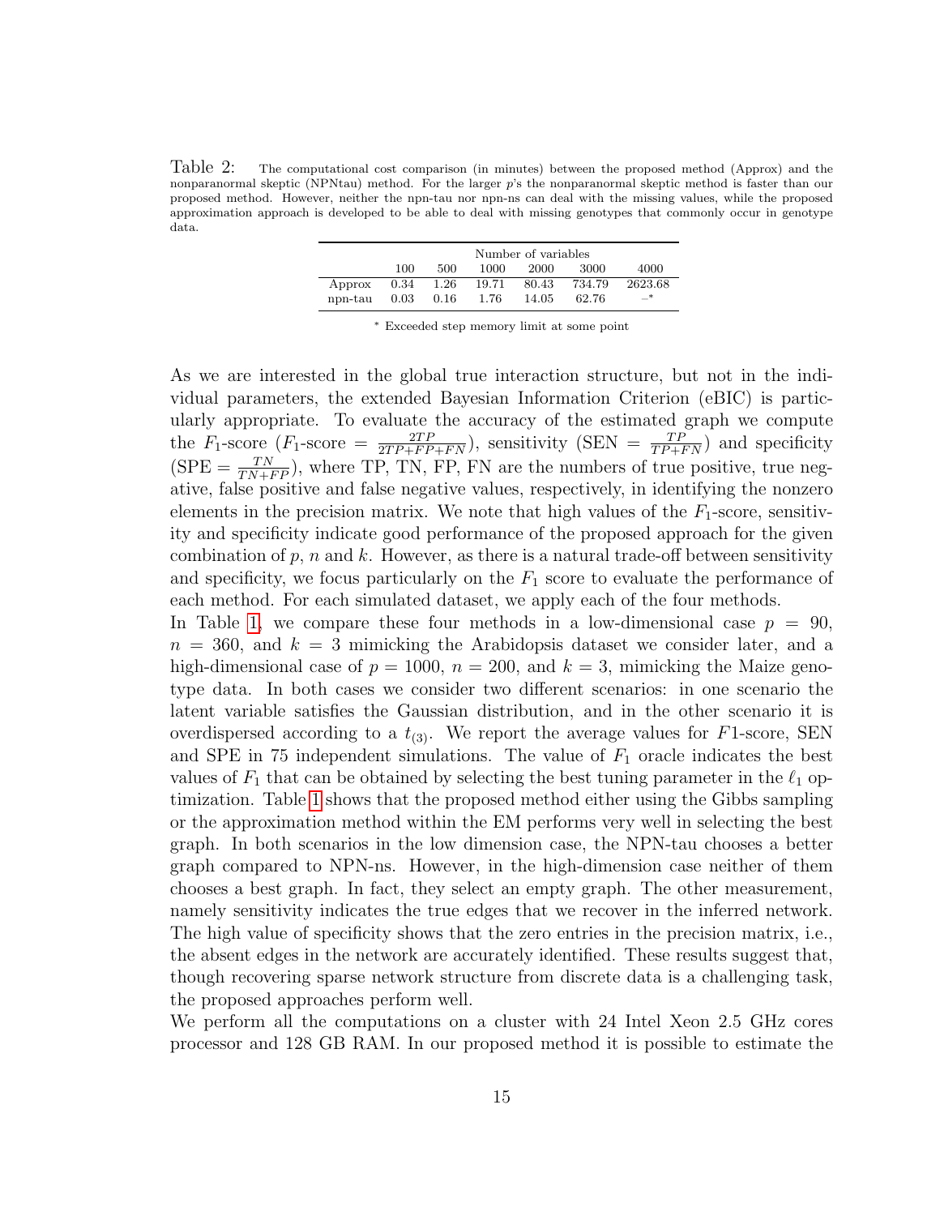Table 2: The computational cost comparison (in minutes) between the proposed method (Approx) and the nonparanormal skeptic (NPNtau) method. For the larger $p$'s the nonparanormal skeptic method is faster than our proposed method. However, neither the npn-tau nor npn-ns can deal with the missing values, while the proposed approximation approach is developed to be able to deal with missing genotypes that commonly occur in genotype data.

| | Number of variables | | | | | |
|---|---|---|---|---|---|---|
| | 100 | 500 | 1000 | 2000 | 3000 | 4000 |
| Approx | 0.34 | 1.26 | 19.71 | 80.43 | 734.79 | 2623.68 |
| npn-tau | 0.03 | 0.16 | 1.76 | 14.05 | 62.76 | –* |

\* Exceeded step memory limit at some point

As we are interested in the global true interaction structure, but not in the individual parameters, the extended Bayesian Information Criterion (eBIC) is particularly appropriate. To evaluate the accuracy of the estimated graph we compute the $F_1$-score ($F_1$-score $= \frac{2TP}{2TP+FP+FN}$), sensitivity (SEN $= \frac{TP}{TP+FN}$) and specificity (SPE $= \frac{TN}{TN+FP}$), where TP, TN, FP, FN are the numbers of true positive, true negative, false positive and false negative values, respectively, in identifying the nonzero elements in the precision matrix. We note that high values of the $F_1$-score, sensitivity and specificity indicate good performance of the proposed approach for the given combination of $p$, $n$ and $k$. However, as there is a natural trade-off between sensitivity and specificity, we focus particularly on the $F_1$ score to evaluate the performance of each method. For each simulated dataset, we apply each of the four methods.

In Table 1, we compare these four methods in a low-dimensional case $p = 90$, $n = 360$, and $k = 3$ mimicking the Arabidopsis dataset we consider later, and a high-dimensional case of $p = 1000$, $n = 200$, and $k = 3$, mimicking the Maize genotype data. In both cases we consider two different scenarios: in one scenario the latent variable satisfies the Gaussian distribution, and in the other scenario it is overdispersed according to a $t_{(3)}$. We report the average values for $F1$-score, SEN and SPE in 75 independent simulations. The value of $F_1$ oracle indicates the best values of $F_1$ that can be obtained by selecting the best tuning parameter in the $\ell_1$ optimization. Table 1 shows that the proposed method either using the Gibbs sampling or the approximation method within the EM performs very well in selecting the best graph. In both scenarios in the low dimension case, the NPN-tau chooses a better graph compared to NPN-ns. However, in the high-dimension case neither of them chooses a best graph. In fact, they select an empty graph. The other measurement, namely sensitivity indicates the true edges that we recover in the inferred network. The high value of specificity shows that the zero entries in the precision matrix, i.e., the absent edges in the network are accurately identified. These results suggest that, though recovering sparse network structure from discrete data is a challenging task, the proposed approaches perform well.

We perform all the computations on a cluster with 24 Intel Xeon 2.5 GHz cores processor and 128 GB RAM. In our proposed method it is possible to estimate the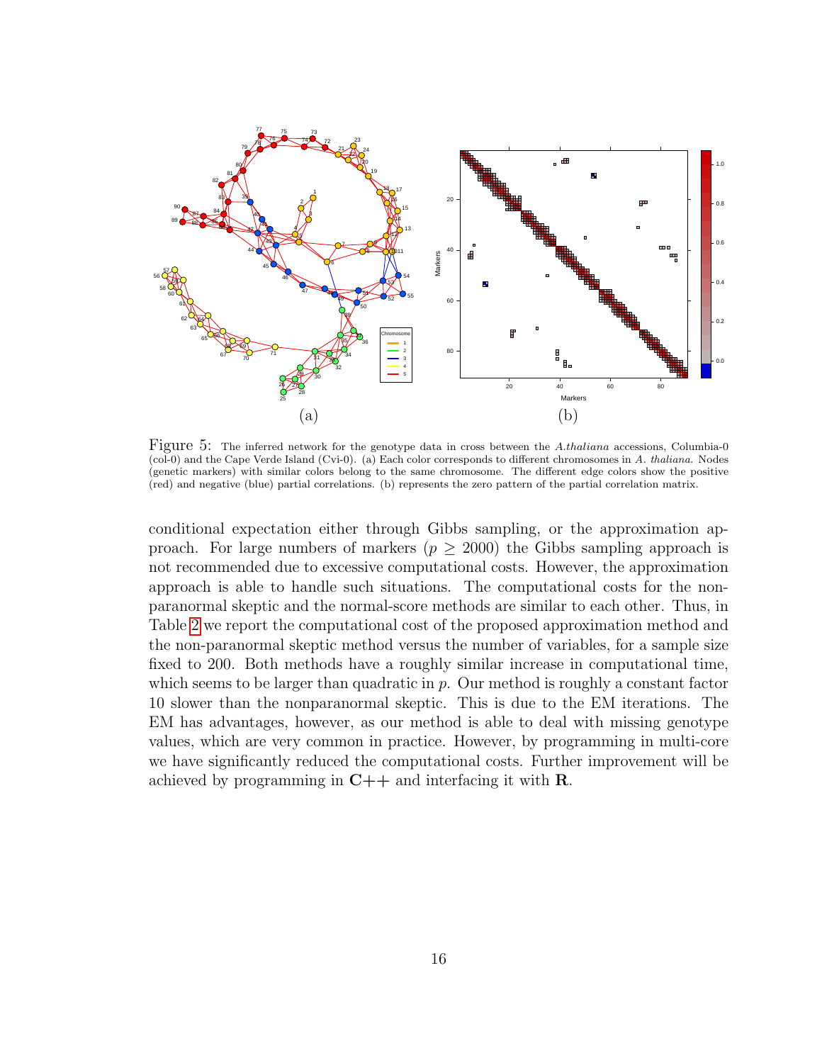(a) (b)

Figure 5: The inferred network for the genotype data in cross between the *A.thaliana* accessions, Columbia-0 (col-0) and the Cape Verde Island (Cvi-0). (a) Each color corresponds to different chromosomes in *A. thaliana*. Nodes (genetic markers) with similar colors belong to the same chromosome. The different edge colors show the positive (red) and negative (blue) partial correlations. (b) represents the zero pattern of the partial correlation matrix.

conditional expectation either through Gibbs sampling, or the approximation approach. For large numbers of markers ($p \geq 2000$) the Gibbs sampling approach is not recommended due to excessive computational costs. However, the approximation approach is able to handle such situations. The computational costs for the non-paranormal skeptic and the normal-score methods are similar to each other. Thus, in Table 2 we report the computational cost of the proposed approximation method and the non-paranormal skeptic method versus the number of variables, for a sample size fixed to 200. Both methods have a roughly similar increase in computational time, which seems to be larger than quadratic in $p$. Our method is roughly a constant factor 10 slower than the nonparanormal skeptic. This is due to the EM iterations. The EM has advantages, however, as our method is able to deal with missing genotype values, which are very common in practice. However, by programming in multi-core we have significantly reduced the computational costs. Further improvement will be achieved by programming in **C++** and interfacing it with **R**.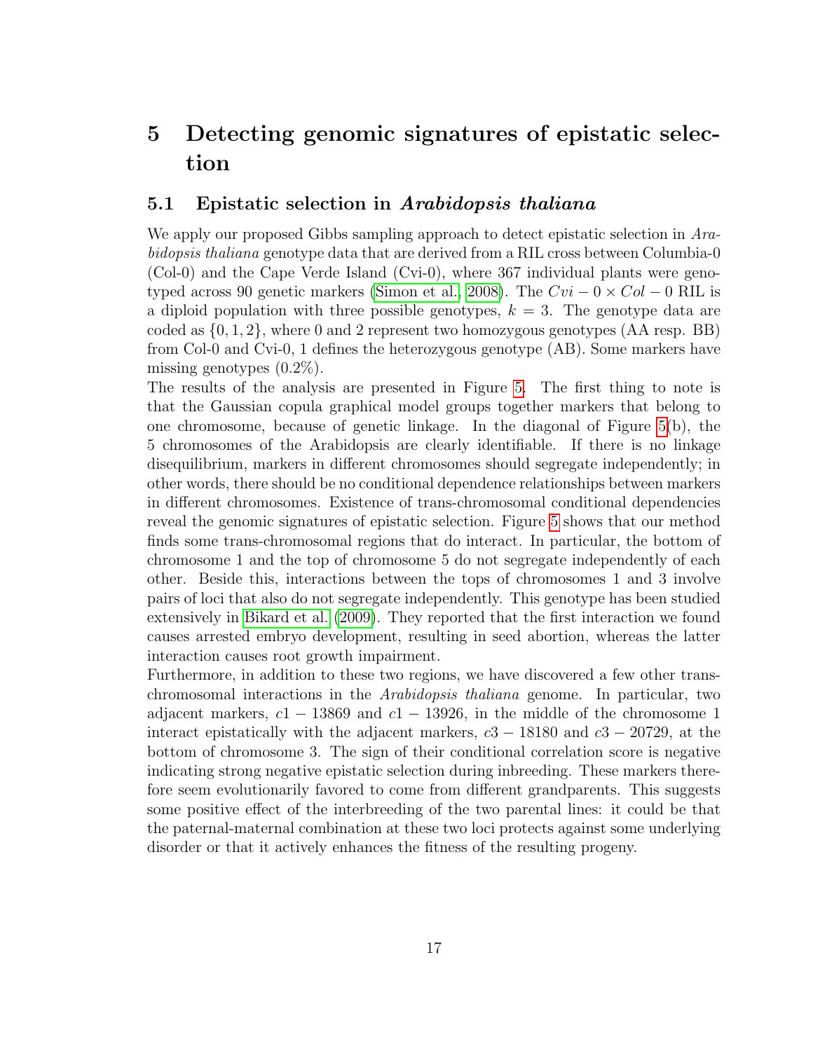# 5 Detecting genomic signatures of epistatic selection

## 5.1 Epistatic selection in *Arabidopsis thaliana*

We apply our proposed Gibbs sampling approach to detect epistatic selection in *Arabidopsis thaliana* genotype data that are derived from a RIL cross between Columbia-0 (Col-0) and the Cape Verde Island (Cvi-0), where 367 individual plants were genotyped across 90 genetic markers (Simon et al., 2008). The $Cvi-0 \times Col-0$ RIL is a diploid population with three possible genotypes, $k = 3$. The genotype data are coded as $\{0, 1, 2\}$, where 0 and 2 represent two homozygous genotypes (AA resp. BB) from Col-0 and Cvi-0, 1 defines the heterozygous genotype (AB). Some markers have missing genotypes (0.2%).

The results of the analysis are presented in Figure 5. The first thing to note is that the Gaussian copula graphical model groups together markers that belong to one chromosome, because of genetic linkage. In the diagonal of Figure 5(b), the 5 chromosomes of the Arabidopsis are clearly identifiable. If there is no linkage disequilibrium, markers in different chromosomes should segregate independently; in other words, there should be no conditional dependence relationships between markers in different chromosomes. Existence of trans-chromosomal conditional dependencies reveal the genomic signatures of epistatic selection. Figure 5 shows that our method finds some trans-chromosomal regions that do interact. In particular, the bottom of chromosome 1 and the top of chromosome 5 do not segregate independently of each other. Beside this, interactions between the tops of chromosomes 1 and 3 involve pairs of loci that also do not segregate independently. This genotype has been studied extensively in Bikard et al. (2009). They reported that the first interaction we found causes arrested embryo development, resulting in seed abortion, whereas the latter interaction causes root growth impairment.

Furthermore, in addition to these two regions, we have discovered a few other trans-chromosomal interactions in the *Arabidopsis thaliana* genome. In particular, two adjacent markers, $c1-13869$ and $c1-13926$, in the middle of the chromosome 1 interact epistatically with the adjacent markers, $c3-18180$ and $c3-20729$, at the bottom of chromosome 3. The sign of their conditional correlation score is negative indicating strong negative epistatic selection during inbreeding. These markers therefore seem evolutionarily favored to come from different grandparents. This suggests some positive effect of the interbreeding of the two parental lines: it could be that the paternal-maternal combination at these two loci protects against some underlying disorder or that it actively enhances the fitness of the resulting progeny.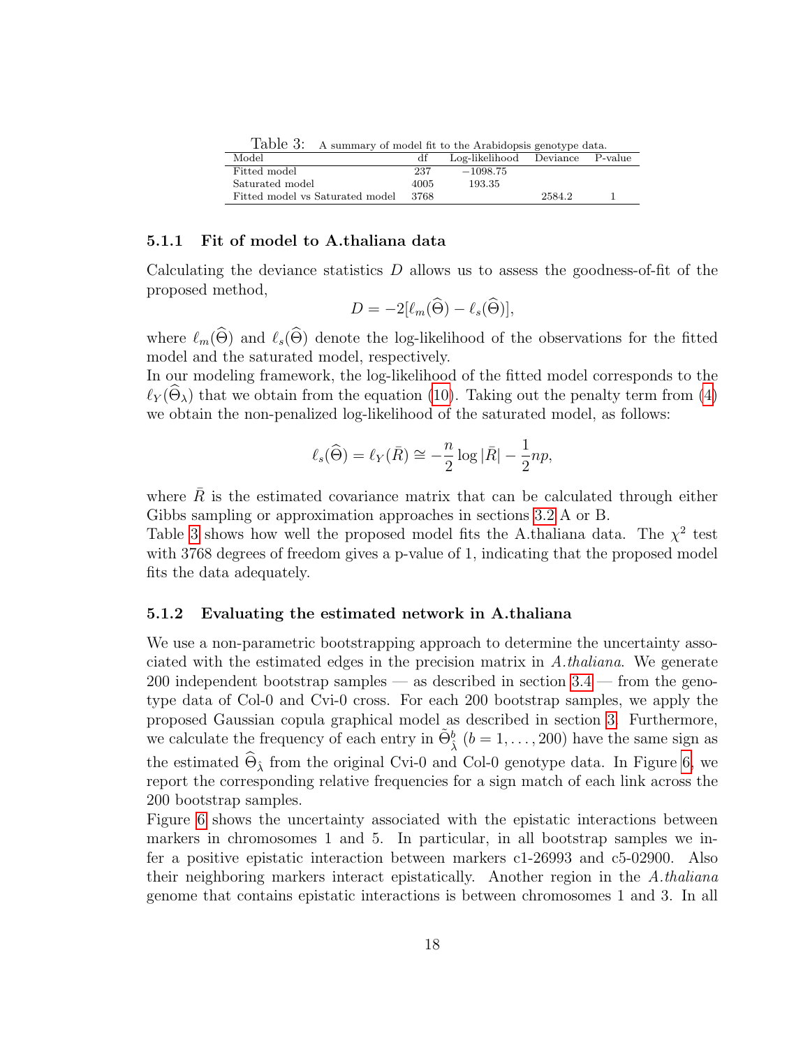Table 3: A summary of model fit to the Arabidopsis genotype data.

| Model | df | Log-likelihood | Deviance | P-value |
|---|---|---|---|---|
| Fitted model | 237 | −1098.75 | | |
| Saturated model | 4005 | 193.35 | | |
| Fitted model vs Saturated model | 3768 | | 2584.2 | 1 |

### 5.1.1 Fit of model to A.thaliana data

Calculating the deviance statistics $D$ allows us to assess the goodness-of-fit of the proposed method,

$$D = -2[\ell_m(\widehat{\Theta}) - \ell_s(\widehat{\Theta})],$$

where $\ell_m(\widehat{\Theta})$ and $\ell_s(\widehat{\Theta})$ denote the log-likelihood of the observations for the fitted model and the saturated model, respectively.
In our modeling framework, the log-likelihood of the fitted model corresponds to the $\ell_Y(\widehat{\Theta}_\lambda)$ that we obtain from the equation (10). Taking out the penalty term from (4) we obtain the non-penalized log-likelihood of the saturated model, as follows:

$$\ell_s(\widehat{\Theta}) = \ell_Y(\bar{R}) \cong -\frac{n}{2}\log|\bar{R}| - \frac{1}{2}np,$$

where $\bar{R}$ is the estimated covariance matrix that can be calculated through either Gibbs sampling or approximation approaches in sections 3.2 A or B.
Table 3 shows how well the proposed model fits the A.thaliana data. The $\chi^2$ test with 3768 degrees of freedom gives a p-value of 1, indicating that the proposed model fits the data adequately.

### 5.1.2 Evaluating the estimated network in A.thaliana

We use a non-parametric bootstrapping approach to determine the uncertainty associated with the estimated edges in the precision matrix in *A.thaliana*. We generate 200 independent bootstrap samples — as described in section 3.4 — from the genotype data of Col-0 and Cvi-0 cross. For each 200 bootstrap samples, we apply the proposed Gaussian copula graphical model as described in section 3. Furthermore, we calculate the frequency of each entry in $\tilde{\Theta}^b_{\hat{\lambda}}$ $(b = 1, \ldots, 200)$ have the same sign as the estimated $\widehat{\Theta}_{\hat{\lambda}}$ from the original Cvi-0 and Col-0 genotype data. In Figure 6, we report the corresponding relative frequencies for a sign match of each link across the 200 bootstrap samples.
Figure 6 shows the uncertainty associated with the epistatic interactions between markers in chromosomes 1 and 5. In particular, in all bootstrap samples we infer a positive epistatic interaction between markers c1-26993 and c5-02900. Also their neighboring markers interact epistatically. Another region in the *A.thaliana* genome that contains epistatic interactions is between chromosomes 1 and 3. In all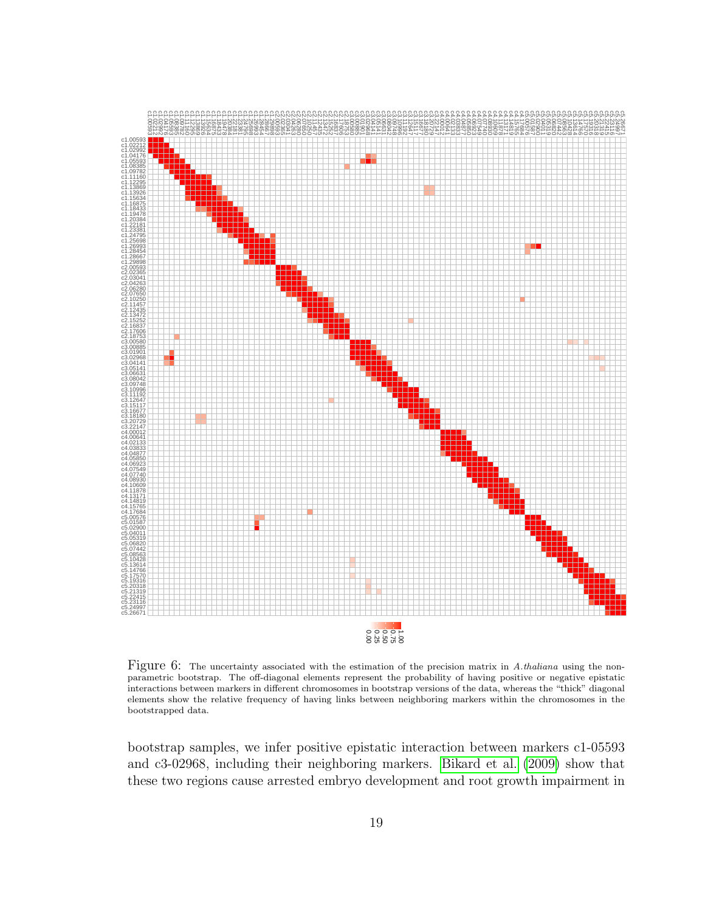Figure 6: The uncertainty associated with the estimation of the precision matrix in *A.thaliana* using the non-parametric bootstrap. The off-diagonal elements represent the probability of having positive or negative epistatic interactions between markers in different chromosomes in bootstrap versions of the data, whereas the "thick" diagonal elements show the relative frequency of having links between neighboring markers within the chromosomes in the bootstrapped data.

bootstrap samples, we infer positive epistatic interaction between markers c1-05593 and c3-02968, including their neighboring markers. Bikard et al. (2009) show that these two regions cause arrested embryo development and root growth impairment in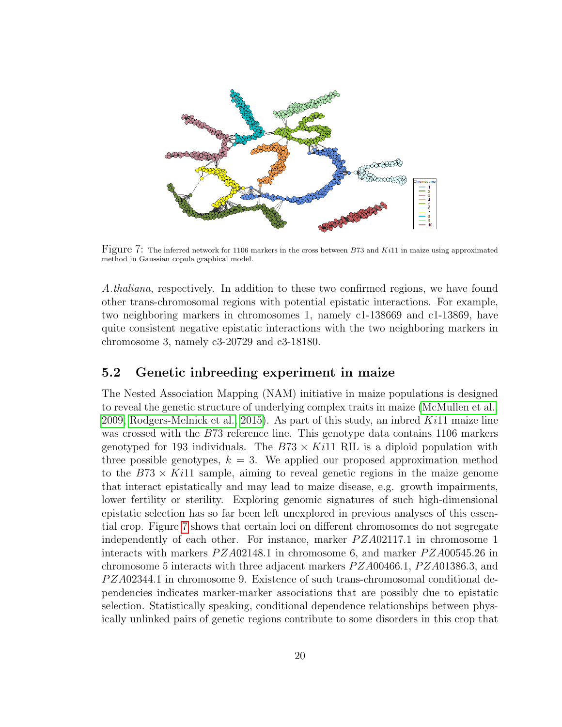Figure 7: The inferred network for 1106 markers in the cross between $B73$ and $Ki11$ in maize using approximated method in Gaussian copula graphical model.

*A.thaliana*, respectively. In addition to these two confirmed regions, we have found other trans-chromosomal regions with potential epistatic interactions. For example, two neighboring markers in chromosomes 1, namely c1-138669 and c1-13869, have quite consistent negative epistatic interactions with the two neighboring markers in chromosome 3, namely c3-20729 and c3-18180.

## 5.2 Genetic inbreeding experiment in maize

The Nested Association Mapping (NAM) initiative in maize populations is designed to reveal the genetic structure of underlying complex traits in maize (McMullen et al., 2009, Rodgers-Melnick et al., 2015). As part of this study, an inbred $Ki11$ maize line was crossed with the $B73$ reference line. This genotype data contains 1106 markers genotyped for 193 individuals. The $B73 \times Ki11$ RIL is a diploid population with three possible genotypes, $k = 3$. We applied our proposed approximation method to the $B73 \times Ki11$ sample, aiming to reveal genetic regions in the maize genome that interact epistatically and may lead to maize disease, e.g. growth impairments, lower fertility or sterility. Exploring genomic signatures of such high-dimensional epistatic selection has so far been left unexplored in previous analyses of this essential crop. Figure 7 shows that certain loci on different chromosomes do not segregate independently of each other. For instance, marker $PZA02117.1$ in chromosome 1 interacts with markers $PZA02148.1$ in chromosome 6, and marker $PZA00545.26$ in chromosome 5 interacts with three adjacent markers $PZA00466.1$, $PZA01386.3$, and $PZA02344.1$ in chromosome 9. Existence of such trans-chromosomal conditional dependencies indicates marker-marker associations that are possibly due to epistatic selection. Statistically speaking, conditional dependence relationships between physically unlinked pairs of genetic regions contribute to some disorders in this crop that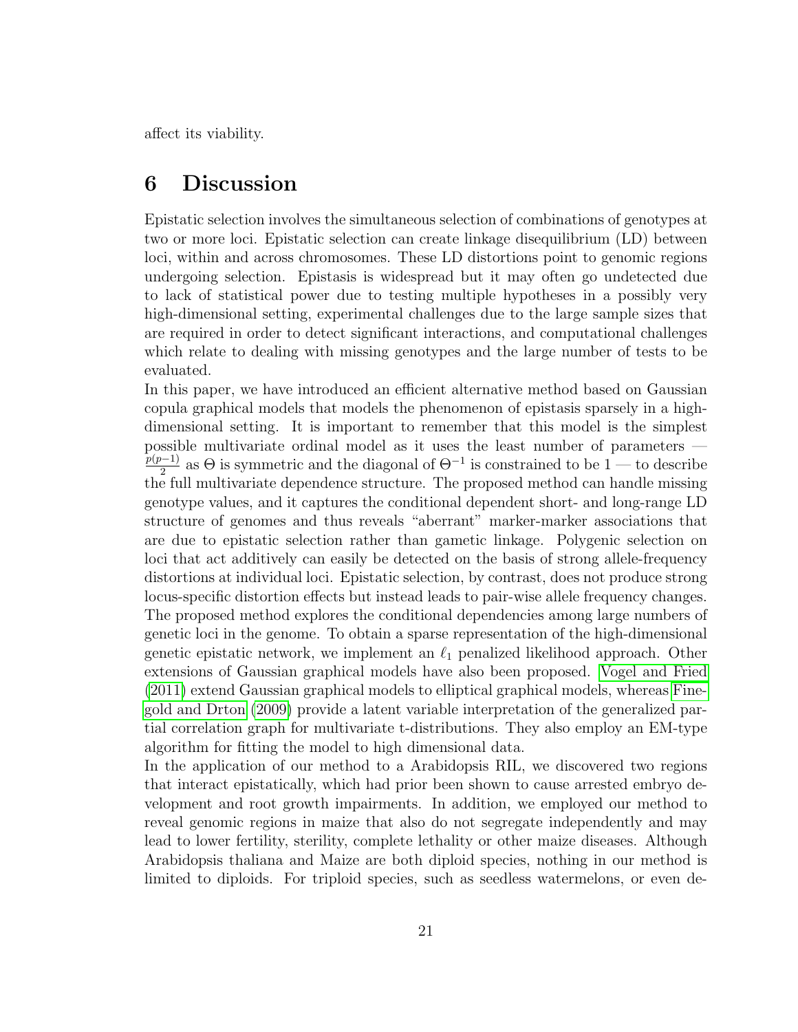affect its viability.

## 6 Discussion

Epistatic selection involves the simultaneous selection of combinations of genotypes at two or more loci. Epistatic selection can create linkage disequilibrium (LD) between loci, within and across chromosomes. These LD distortions point to genomic regions undergoing selection. Epistasis is widespread but it may often go undetected due to lack of statistical power due to testing multiple hypotheses in a possibly very high-dimensional setting, experimental challenges due to the large sample sizes that are required in order to detect significant interactions, and computational challenges which relate to dealing with missing genotypes and the large number of tests to be evaluated.

In this paper, we have introduced an efficient alternative method based on Gaussian copula graphical models that models the phenomenon of epistasis sparsely in a high-dimensional setting. It is important to remember that this model is the simplest possible multivariate ordinal model as it uses the least number of parameters — $\frac{p(p-1)}{2}$ as $\Theta$ is symmetric and the diagonal of $\Theta^{-1}$ is constrained to be 1 — to describe the full multivariate dependence structure. The proposed method can handle missing genotype values, and it captures the conditional dependent short- and long-range LD structure of genomes and thus reveals "aberrant" marker-marker associations that are due to epistatic selection rather than gametic linkage. Polygenic selection on loci that act additively can easily be detected on the basis of strong allele-frequency distortions at individual loci. Epistatic selection, by contrast, does not produce strong locus-specific distortion effects but instead leads to pair-wise allele frequency changes. The proposed method explores the conditional dependencies among large numbers of genetic loci in the genome. To obtain a sparse representation of the high-dimensional genetic epistatic network, we implement an $\ell_1$ penalized likelihood approach. Other extensions of Gaussian graphical models have also been proposed. Vogel and Fried (2011) extend Gaussian graphical models to elliptical graphical models, whereas Finegold and Drton (2009) provide a latent variable interpretation of the generalized partial correlation graph for multivariate t-distributions. They also employ an EM-type algorithm for fitting the model to high dimensional data.

In the application of our method to a Arabidopsis RIL, we discovered two regions that interact epistatically, which had prior been shown to cause arrested embryo development and root growth impairments. In addition, we employed our method to reveal genomic regions in maize that also do not segregate independently and may lead to lower fertility, sterility, complete lethality or other maize diseases. Although Arabidopsis thaliana and Maize are both diploid species, nothing in our method is limited to diploids. For triploid species, such as seedless watermelons, or even de-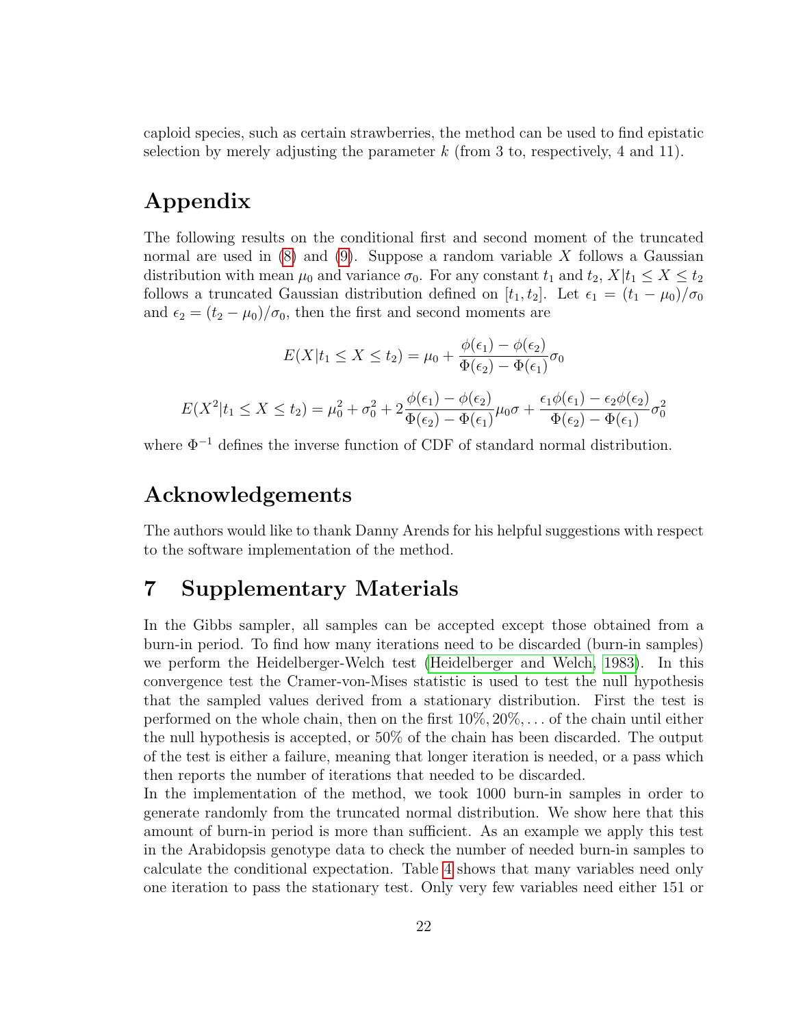caploid species, such as certain strawberries, the method can be used to find epistatic selection by merely adjusting the parameter $k$ (from 3 to, respectively, 4 and 11).

## Appendix

The following results on the conditional first and second moment of the truncated normal are used in (8) and (9). Suppose a random variable $X$ follows a Gaussian distribution with mean $\mu_0$ and variance $\sigma_0$. For any constant $t_1$ and $t_2$, $X|t_1 \leq X \leq t_2$ follows a truncated Gaussian distribution defined on $[t_1, t_2]$. Let $\epsilon_1 = (t_1 - \mu_0)/\sigma_0$ and $\epsilon_2 = (t_2 - \mu_0)/\sigma_0$, then the first and second moments are

$$E(X|t_1 \leq X \leq t_2) = \mu_0 + \frac{\phi(\epsilon_1) - \phi(\epsilon_2)}{\Phi(\epsilon_2) - \Phi(\epsilon_1)}\sigma_0$$

$$E(X^2|t_1 \leq X \leq t_2) = \mu_0^2 + \sigma_0^2 + 2\frac{\phi(\epsilon_1) - \phi(\epsilon_2)}{\Phi(\epsilon_2) - \Phi(\epsilon_1)}\mu_0\sigma + \frac{\epsilon_1\phi(\epsilon_1) - \epsilon_2\phi(\epsilon_2)}{\Phi(\epsilon_2) - \Phi(\epsilon_1)}\sigma_0^2$$

where $\Phi^{-1}$ defines the inverse function of CDF of standard normal distribution.

## Acknowledgements

The authors would like to thank Danny Arends for his helpful suggestions with respect to the software implementation of the method.

## 7 Supplementary Materials

In the Gibbs sampler, all samples can be accepted except those obtained from a burn-in period. To find how many iterations need to be discarded (burn-in samples) we perform the Heidelberger-Welch test (Heidelberger and Welch, 1983). In this convergence test the Cramer-von-Mises statistic is used to test the null hypothesis that the sampled values derived from a stationary distribution. First the test is performed on the whole chain, then on the first 10%, 20%, ... of the chain until either the null hypothesis is accepted, or 50% of the chain has been discarded. The output of the test is either a failure, meaning that longer iteration is needed, or a pass which then reports the number of iterations that needed to be discarded.
In the implementation of the method, we took 1000 burn-in samples in order to generate randomly from the truncated normal distribution. We show here that this amount of burn-in period is more than sufficient. As an example we apply this test in the Arabidopsis genotype data to check the number of needed burn-in samples to calculate the conditional expectation. Table 4 shows that many variables need only one iteration to pass the stationary test. Only very few variables need either 151 or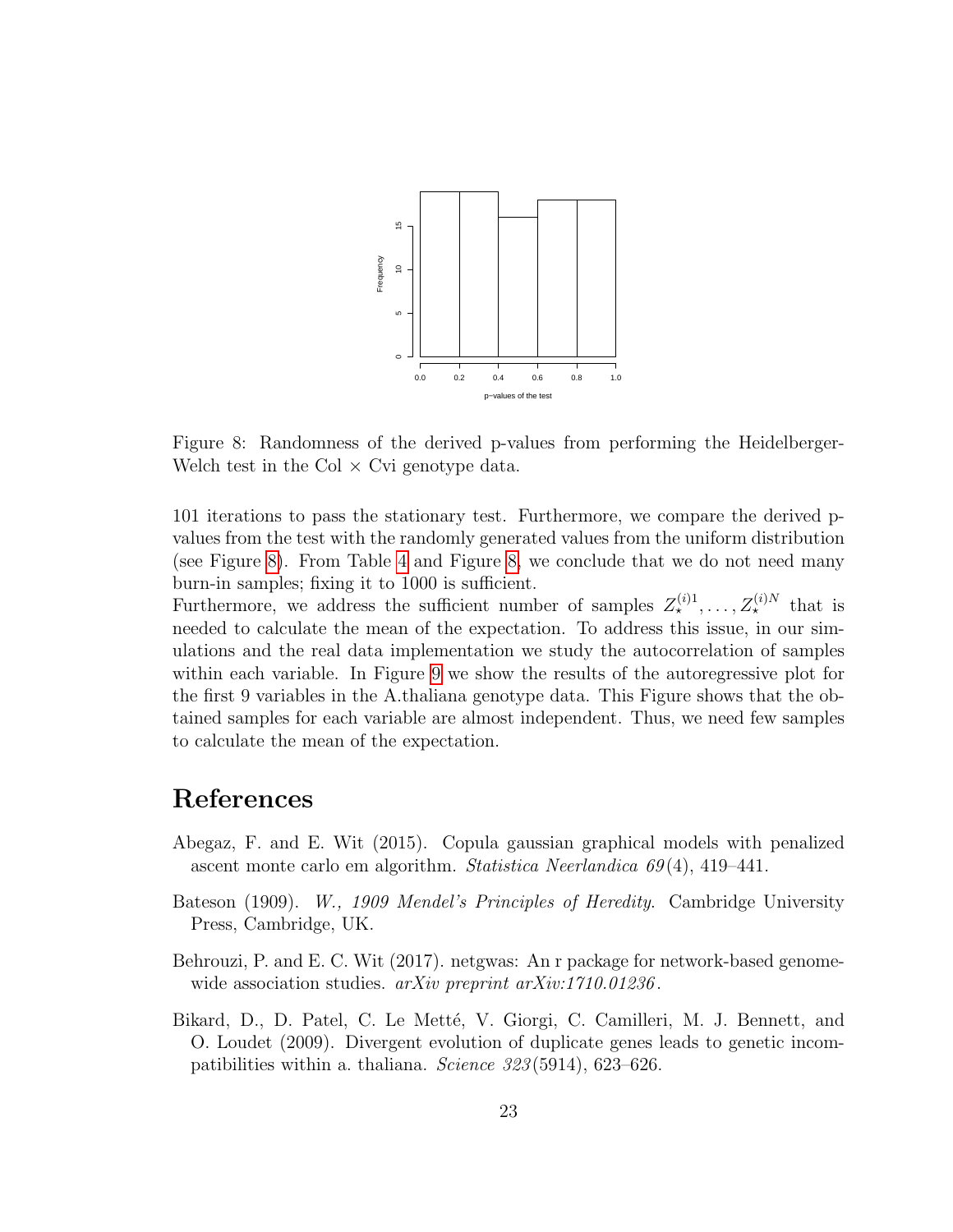Figure 8: Randomness of the derived p-values from performing the Heidelberger-Welch test in the Col × Cvi genotype data.

101 iterations to pass the stationary test. Furthermore, we compare the derived p-values from the test with the randomly generated values from the uniform distribution (see Figure 8). From Table 4 and Figure 8, we conclude that we do not need many burn-in samples; fixing it to 1000 is sufficient.

Furthermore, we address the sufficient number of samples $Z_\star^{(i)1}, \ldots, Z_\star^{(i)N}$ that is needed to calculate the mean of the expectation. To address this issue, in our simulations and the real data implementation we study the autocorrelation of samples within each variable. In Figure 9 we show the results of the autoregressive plot for the first 9 variables in the A.thaliana genotype data. This Figure shows that the obtained samples for each variable are almost independent. Thus, we need few samples to calculate the mean of the expectation.

# References

Abegaz, F. and E. Wit (2015). Copula gaussian graphical models with penalized ascent monte carlo em algorithm. *Statistica Neerlandica 69*(4), 419–441.

Bateson (1909). *W., 1909 Mendel's Principles of Heredity*. Cambridge University Press, Cambridge, UK.

Behrouzi, P. and E. C. Wit (2017). netgwas: An r package for network-based genome-wide association studies. *arXiv preprint arXiv:1710.01236*.

Bikard, D., D. Patel, C. Le Metté, V. Giorgi, C. Camilleri, M. J. Bennett, and O. Loudet (2009). Divergent evolution of duplicate genes leads to genetic incompatibilities within a. thaliana. *Science 323*(5914), 623–626.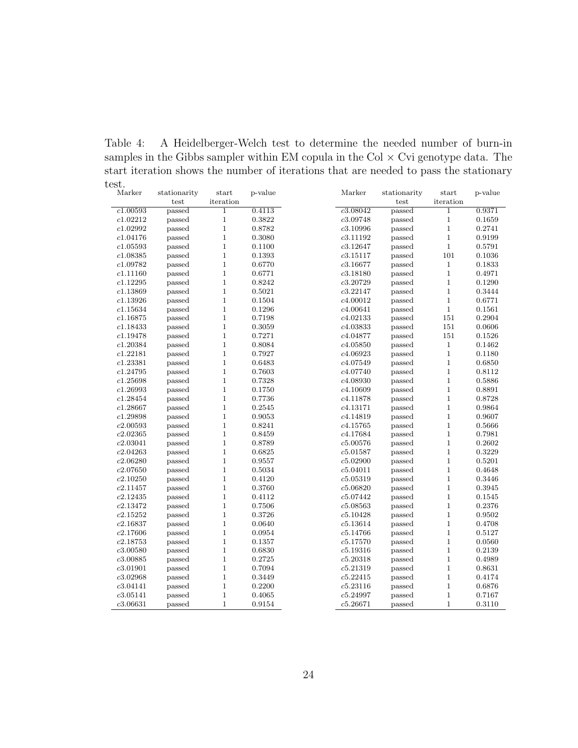Table 4: A Heidelberger-Welch test to determine the needed number of burn-in samples in the Gibbs sampler within EM copula in the Col × Cvi genotype data. The start iteration shows the number of iterations that are needed to pass the stationary test.

| Marker | stationarity test | start iteration | p-value |
|---|---|---|---|
| $c1.00593$ | passed | 1 | 0.4113 |
| $c1.02212$ | passed | 1 | 0.3822 |
| $c1.02992$ | passed | 1 | 0.8782 |
| $c1.04176$ | passed | 1 | 0.3080 |
| $c1.05593$ | passed | 1 | 0.1100 |
| $c1.08385$ | passed | 1 | 0.1393 |
| $c1.09782$ | passed | 1 | 0.6770 |
| $c1.11160$ | passed | 1 | 0.6771 |
| $c1.12295$ | passed | 1 | 0.8242 |
| $c1.13869$ | passed | 1 | 0.5021 |
| $c1.13926$ | passed | 1 | 0.1504 |
| $c1.15634$ | passed | 1 | 0.1296 |
| $c1.16875$ | passed | 1 | 0.7198 |
| $c1.18433$ | passed | 1 | 0.3059 |
| $c1.19478$ | passed | 1 | 0.7271 |
| $c1.20384$ | passed | 1 | 0.8084 |
| $c1.22181$ | passed | 1 | 0.7927 |
| $c1.23381$ | passed | 1 | 0.6483 |
| $c1.24795$ | passed | 1 | 0.7603 |
| $c1.25698$ | passed | 1 | 0.7328 |
| $c1.26993$ | passed | 1 | 0.1750 |
| $c1.28454$ | passed | 1 | 0.7736 |
| $c1.28667$ | passed | 1 | 0.2545 |
| $c1.29898$ | passed | 1 | 0.9053 |
| $c2.00593$ | passed | 1 | 0.8241 |
| $c2.02365$ | passed | 1 | 0.8459 |
| $c2.03041$ | passed | 1 | 0.8789 |
| $c2.04263$ | passed | 1 | 0.6825 |
| $c2.06280$ | passed | 1 | 0.9557 |
| $c2.07650$ | passed | 1 | 0.5034 |
| $c2.10250$ | passed | 1 | 0.4120 |
| $c2.11457$ | passed | 1 | 0.3760 |
| $c2.12435$ | passed | 1 | 0.4112 |
| $c2.13472$ | passed | 1 | 0.7506 |
| $c2.15252$ | passed | 1 | 0.3726 |
| $c2.16837$ | passed | 1 | 0.0640 |
| $c2.17606$ | passed | 1 | 0.0954 |
| $c2.18753$ | passed | 1 | 0.1357 |
| $c3.00580$ | passed | 1 | 0.6830 |
| $c3.00885$ | passed | 1 | 0.2725 |
| $c3.01901$ | passed | 1 | 0.7094 |
| $c3.02968$ | passed | 1 | 0.3449 |
| $c3.04141$ | passed | 1 | 0.2200 |
| $c3.05141$ | passed | 1 | 0.4065 |
| $c3.06631$ | passed | 1 | 0.9154 |

| Marker | stationarity test | start iteration | p-value |
|---|---|---|---|
| $c3.08042$ | passed | 1 | 0.9371 |
| $c3.09748$ | passed | 1 | 0.1659 |
| $c3.10996$ | passed | 1 | 0.2741 |
| $c3.11192$ | passed | 1 | 0.9199 |
| $c3.12647$ | passed | 1 | 0.5791 |
| $c3.15117$ | passed | 101 | 0.1036 |
| $c3.16677$ | passed | 1 | 0.1833 |
| $c3.18180$ | passed | 1 | 0.4971 |
| $c3.20729$ | passed | 1 | 0.1290 |
| $c3.22147$ | passed | 1 | 0.3444 |
| $c4.00012$ | passed | 1 | 0.6771 |
| $c4.00641$ | passed | 1 | 0.1561 |
| $c4.02133$ | passed | 151 | 0.2904 |
| $c4.03833$ | passed | 151 | 0.0606 |
| $c4.04877$ | passed | 151 | 0.1526 |
| $c4.05850$ | passed | 1 | 0.1462 |
| $c4.06923$ | passed | 1 | 0.1180 |
| $c4.07549$ | passed | 1 | 0.6850 |
| $c4.07740$ | passed | 1 | 0.8112 |
| $c4.08930$ | passed | 1 | 0.5886 |
| $c4.10609$ | passed | 1 | 0.8891 |
| $c4.11878$ | passed | 1 | 0.8728 |
| $c4.13171$ | passed | 1 | 0.9864 |
| $c4.14819$ | passed | 1 | 0.9607 |
| $c4.15765$ | passed | 1 | 0.5666 |
| $c4.17684$ | passed | 1 | 0.7981 |
| $c5.00576$ | passed | 1 | 0.2602 |
| $c5.01587$ | passed | 1 | 0.3229 |
| $c5.02900$ | passed | 1 | 0.5201 |
| $c5.04011$ | passed | 1 | 0.4648 |
| $c5.05319$ | passed | 1 | 0.3446 |
| $c5.06820$ | passed | 1 | 0.3945 |
| $c5.07442$ | passed | 1 | 0.1545 |
| $c5.08563$ | passed | 1 | 0.2376 |
| $c5.10428$ | passed | 1 | 0.9502 |
| $c5.13614$ | passed | 1 | 0.4708 |
| $c5.14766$ | passed | 1 | 0.5127 |
| $c5.17570$ | passed | 1 | 0.0560 |
| $c5.19316$ | passed | 1 | 0.2139 |
| $c5.20318$ | passed | 1 | 0.4989 |
| $c5.21319$ | passed | 1 | 0.8631 |
| $c5.22415$ | passed | 1 | 0.4174 |
| $c5.23116$ | passed | 1 | 0.6876 |
| $c5.24997$ | passed | 1 | 0.7167 |
| $c5.26671$ | passed | 1 | 0.3110 |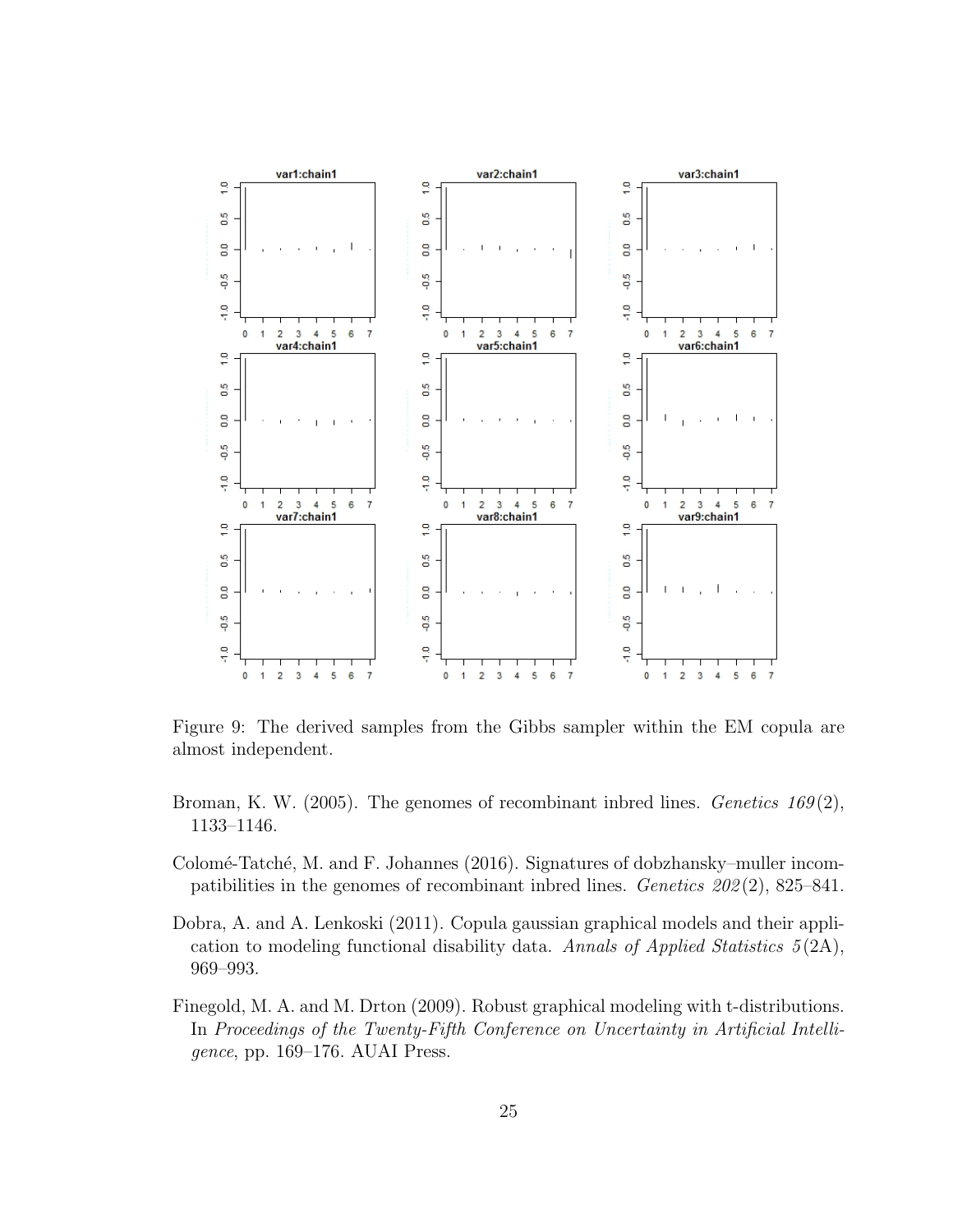Figure 9: The derived samples from the Gibbs sampler within the EM copula are almost independent.

Broman, K. W. (2005). The genomes of recombinant inbred lines. *Genetics 169*(2), 1133–1146.

Colomé-Tatché, M. and F. Johannes (2016). Signatures of dobzhansky–muller incompatibilities in the genomes of recombinant inbred lines. *Genetics 202*(2), 825–841.

Dobra, A. and A. Lenkoski (2011). Copula gaussian graphical models and their application to modeling functional disability data. *Annals of Applied Statistics 5*(2A), 969–993.

Finegold, M. A. and M. Drton (2009). Robust graphical modeling with t-distributions. In *Proceedings of the Twenty-Fifth Conference on Uncertainty in Artificial Intelligence*, pp. 169–176. AUAI Press.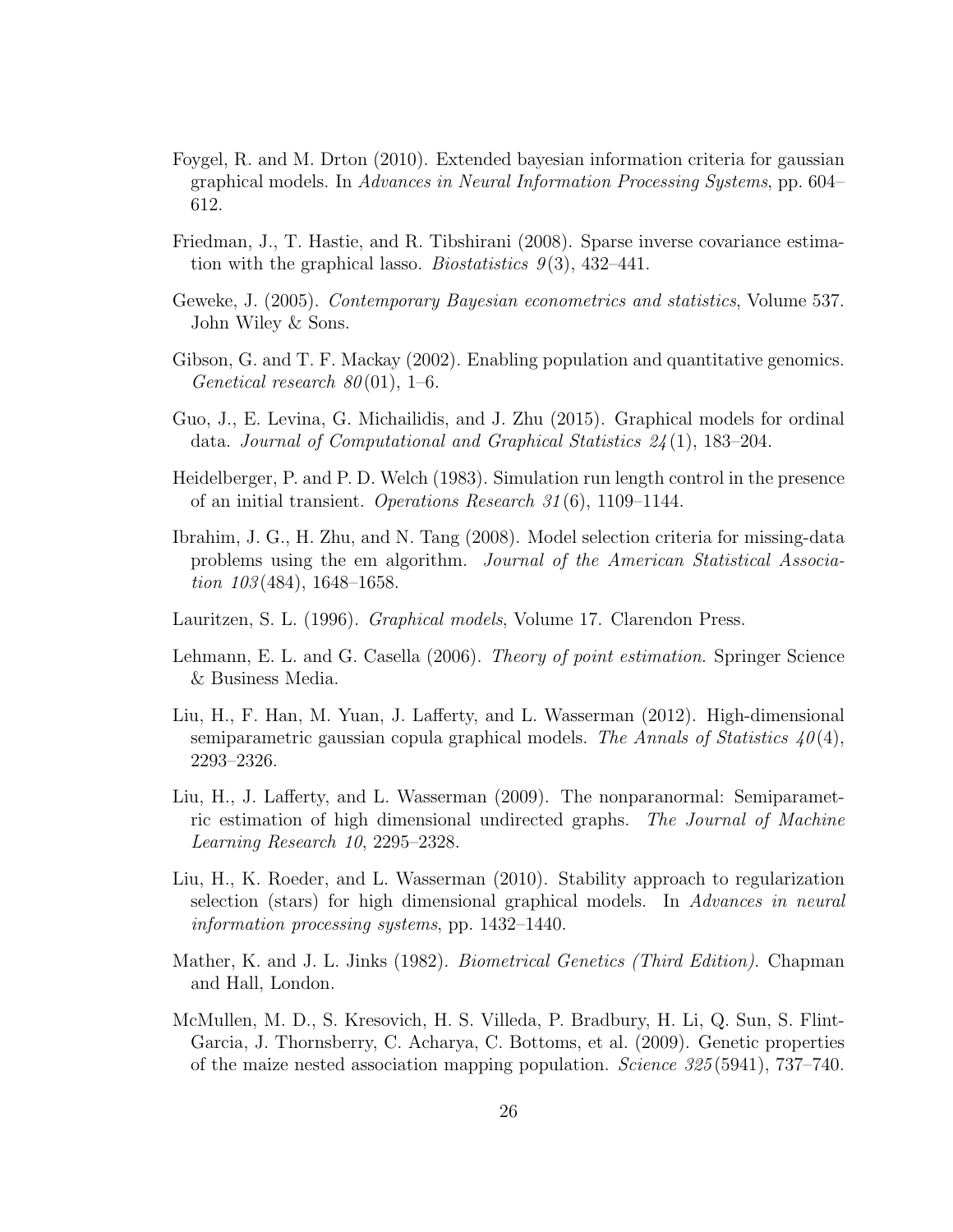Foygel, R. and M. Drton (2010). Extended bayesian information criteria for gaussian graphical models. In *Advances in Neural Information Processing Systems*, pp. 604–612.

Friedman, J., T. Hastie, and R. Tibshirani (2008). Sparse inverse covariance estimation with the graphical lasso. *Biostatistics 9*(3), 432–441.

Geweke, J. (2005). *Contemporary Bayesian econometrics and statistics*, Volume 537. John Wiley & Sons.

Gibson, G. and T. F. Mackay (2002). Enabling population and quantitative genomics. *Genetical research 80*(01), 1–6.

Guo, J., E. Levina, G. Michailidis, and J. Zhu (2015). Graphical models for ordinal data. *Journal of Computational and Graphical Statistics 24*(1), 183–204.

Heidelberger, P. and P. D. Welch (1983). Simulation run length control in the presence of an initial transient. *Operations Research 31*(6), 1109–1144.

Ibrahim, J. G., H. Zhu, and N. Tang (2008). Model selection criteria for missing-data problems using the em algorithm. *Journal of the American Statistical Association 103*(484), 1648–1658.

Lauritzen, S. L. (1996). *Graphical models*, Volume 17. Clarendon Press.

Lehmann, E. L. and G. Casella (2006). *Theory of point estimation*. Springer Science & Business Media.

Liu, H., F. Han, M. Yuan, J. Lafferty, and L. Wasserman (2012). High-dimensional semiparametric gaussian copula graphical models. *The Annals of Statistics 40*(4), 2293–2326.

Liu, H., J. Lafferty, and L. Wasserman (2009). The nonparanormal: Semiparametric estimation of high dimensional undirected graphs. *The Journal of Machine Learning Research 10*, 2295–2328.

Liu, H., K. Roeder, and L. Wasserman (2010). Stability approach to regularization selection (stars) for high dimensional graphical models. In *Advances in neural information processing systems*, pp. 1432–1440.

Mather, K. and J. L. Jinks (1982). *Biometrical Genetics (Third Edition)*. Chapman and Hall, London.

McMullen, M. D., S. Kresovich, H. S. Villeda, P. Bradbury, H. Li, Q. Sun, S. Flint-Garcia, J. Thornsberry, C. Acharya, C. Bottoms, et al. (2009). Genetic properties of the maize nested association mapping population. *Science 325*(5941), 737–740.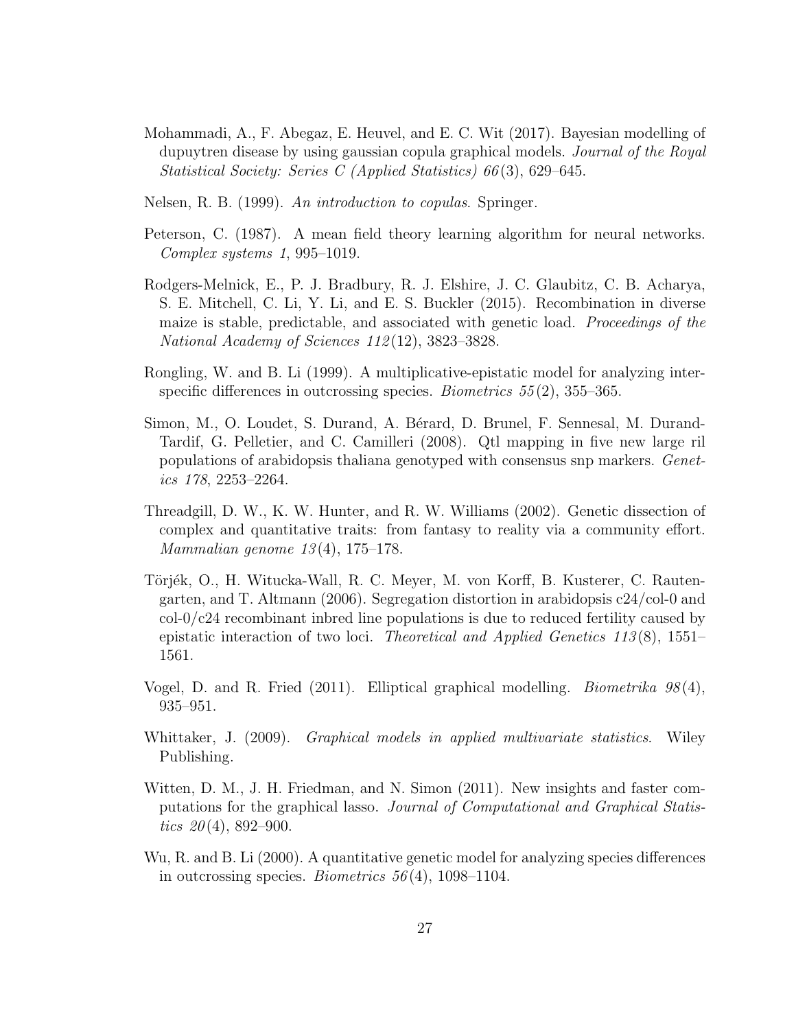Mohammadi, A., F. Abegaz, E. Heuvel, and E. C. Wit (2017). Bayesian modelling of dupuytren disease by using gaussian copula graphical models. *Journal of the Royal Statistical Society: Series C (Applied Statistics) 66*(3), 629–645.

Nelsen, R. B. (1999). *An introduction to copulas*. Springer.

Peterson, C. (1987). A mean field theory learning algorithm for neural networks. *Complex systems 1*, 995–1019.

Rodgers-Melnick, E., P. J. Bradbury, R. J. Elshire, J. C. Glaubitz, C. B. Acharya, S. E. Mitchell, C. Li, Y. Li, and E. S. Buckler (2015). Recombination in diverse maize is stable, predictable, and associated with genetic load. *Proceedings of the National Academy of Sciences 112*(12), 3823–3828.

Rongling, W. and B. Li (1999). A multiplicative-epistatic model for analyzing interspecific differences in outcrossing species. *Biometrics 55*(2), 355–365.

Simon, M., O. Loudet, S. Durand, A. Bérard, D. Brunel, F. Sennesal, M. Durand-Tardif, G. Pelletier, and C. Camilleri (2008). Qtl mapping in five new large ril populations of arabidopsis thaliana genotyped with consensus snp markers. *Genetics 178*, 2253–2264.

Threadgill, D. W., K. W. Hunter, and R. W. Williams (2002). Genetic dissection of complex and quantitative traits: from fantasy to reality via a community effort. *Mammalian genome 13*(4), 175–178.

Törjék, O., H. Witucka-Wall, R. C. Meyer, M. von Korff, B. Kusterer, C. Rautengarten, and T. Altmann (2006). Segregation distortion in arabidopsis c24/col-0 and col-0/c24 recombinant inbred line populations is due to reduced fertility caused by epistatic interaction of two loci. *Theoretical and Applied Genetics 113*(8), 1551–1561.

Vogel, D. and R. Fried (2011). Elliptical graphical modelling. *Biometrika 98*(4), 935–951.

Whittaker, J. (2009). *Graphical models in applied multivariate statistics*. Wiley Publishing.

Witten, D. M., J. H. Friedman, and N. Simon (2011). New insights and faster computations for the graphical lasso. *Journal of Computational and Graphical Statistics 20*(4), 892–900.

Wu, R. and B. Li (2000). A quantitative genetic model for analyzing species differences in outcrossing species. *Biometrics 56*(4), 1098–1104.